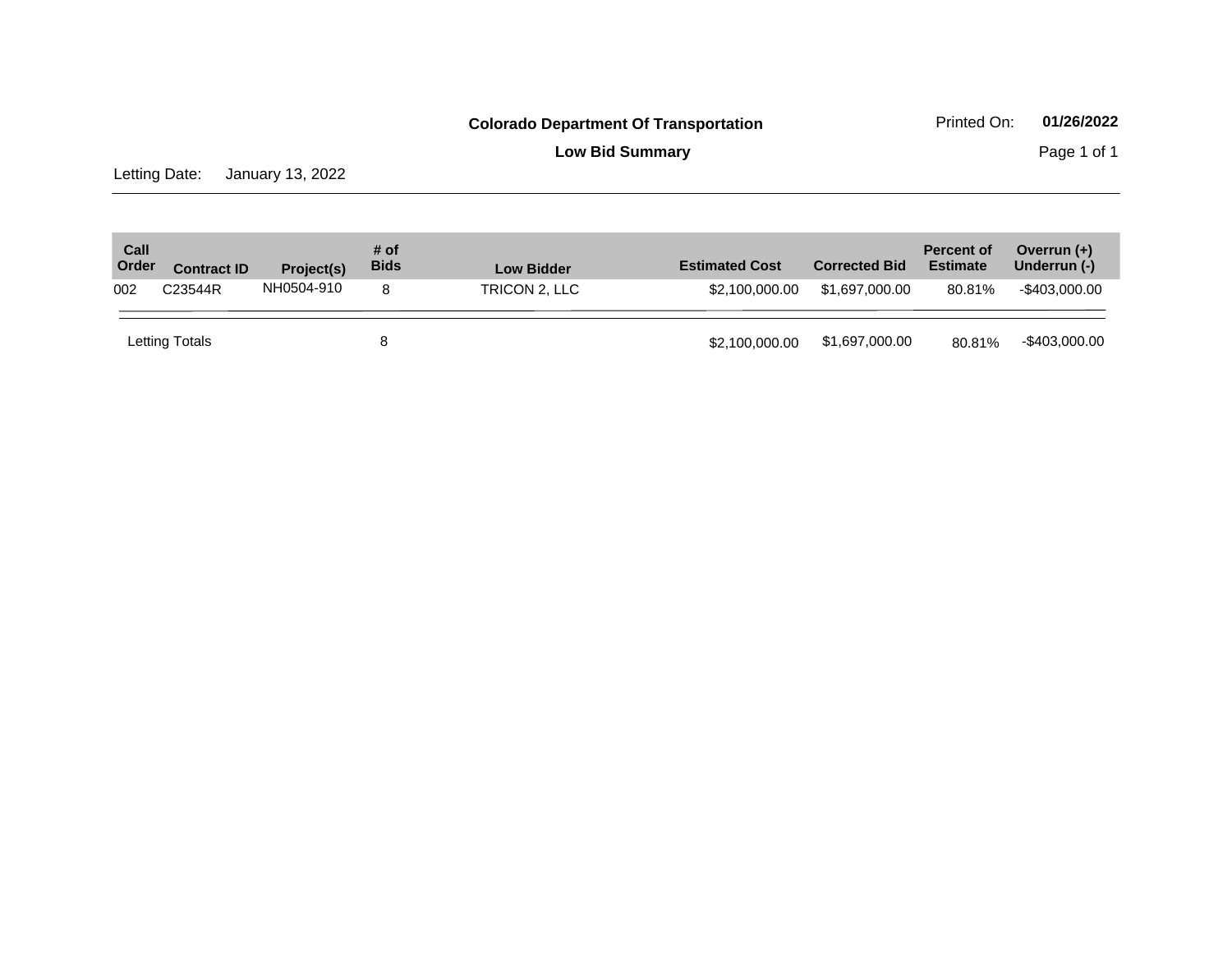**Colorado Department Of Transportation**

Printed On: **01/26/2022**

**Low Bid Summary**

Letting Date: January 13, 2022

| Call Order | Contract ID | Project(s) | # of Bids | Low Bidder | Estimated Cost | Corrected Bid | Percent of Estimate | Overrun (+) Underrun (-) |
|---|---|---|---|---|---|---|---|---|
| 002 | C23544R | NH0504-910 | 8 | TRICON 2, LLC | $2,100,000.00 | $1,697,000.00 | 80.81% | -$403,000.00 |
| Letting Totals | | | 8 | | $2,100,000.00 | $1,697,000.00 | 80.81% | -$403,000.00 |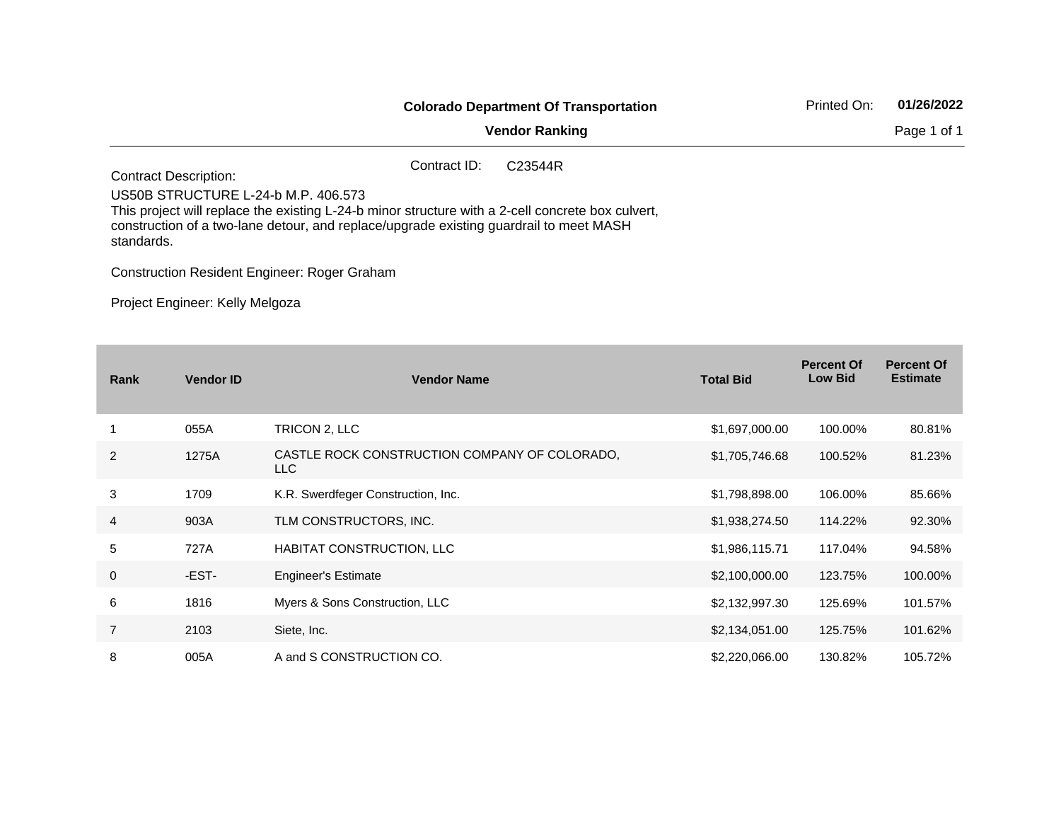**Colorado Department Of Transportation**

**Vendor Ranking**

Printed On: **01/26/2022**

Contract ID: C23544R

Contract Description:

US50B STRUCTURE L-24-b M.P. 406.573
This project will replace the existing L-24-b minor structure with a 2-cell concrete box culvert, construction of a two-lane detour, and replace/upgrade existing guardrail to meet MASH standards.

Construction Resident Engineer: Roger Graham

Project Engineer: Kelly Melgoza

| Rank | Vendor ID | Vendor Name | Total Bid | Percent Of Low Bid | Percent Of Estimate |
|---|---|---|---|---|---|
| 1 | 055A | TRICON 2, LLC | $1,697,000.00 | 100.00% | 80.81% |
| 2 | 1275A | CASTLE ROCK CONSTRUCTION COMPANY OF COLORADO, LLC | $1,705,746.68 | 100.52% | 81.23% |
| 3 | 1709 | K.R. Swerdfeger Construction, Inc. | $1,798,898.00 | 106.00% | 85.66% |
| 4 | 903A | TLM CONSTRUCTORS, INC. | $1,938,274.50 | 114.22% | 92.30% |
| 5 | 727A | HABITAT CONSTRUCTION, LLC | $1,986,115.71 | 117.04% | 94.58% |
| 0 | -EST- | Engineer's Estimate | $2,100,000.00 | 123.75% | 100.00% |
| 6 | 1816 | Myers & Sons Construction, LLC | $2,132,997.30 | 125.69% | 101.57% |
| 7 | 2103 | Siete, Inc. | $2,134,051.00 | 125.75% | 101.62% |
| 8 | 005A | A and S CONSTRUCTION CO. | $2,220,066.00 | 130.82% | 105.72% |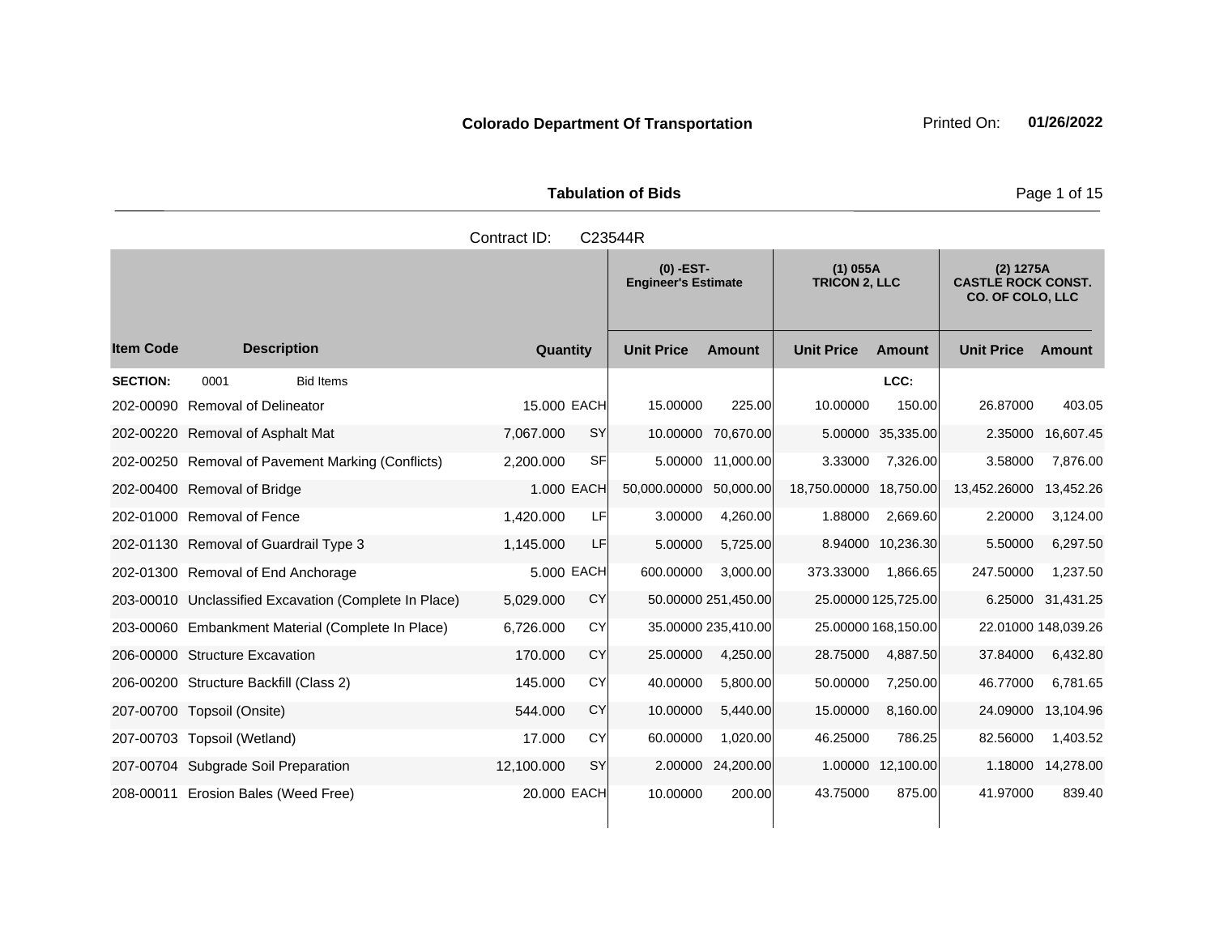**Colorado Department Of Transportation** Printed On: **01/26/2022**

**Tabulation of Bids**

Contract ID: C23544R

| | | | | (0) -EST- Engineer's Estimate | | (1) 055A TRICON 2, LLC | | (2) 1275A CASTLE ROCK CONST. CO. OF COLO, LLC | |
|---|---|---|---|---|---|---|---|---|---|
| **Item Code** | **Description** | **Quantity** | | **Unit Price** | **Amount** | **Unit Price** | **Amount** | **Unit Price** | **Amount** |
| **SECTION:** | 0001 Bid Items | | | | | | LCC: | | |
| 202-00090 | Removal of Delineator | 15.000 | EACH | 15.00000 | 225.00 | 10.00000 | 150.00 | 26.87000 | 403.05 |
| 202-00220 | Removal of Asphalt Mat | 7,067.000 | SY | 10.00000 | 70,670.00 | 5.00000 | 35,335.00 | 2.35000 | 16,607.45 |
| 202-00250 | Removal of Pavement Marking (Conflicts) | 2,200.000 | SF | 5.00000 | 11,000.00 | 3.33000 | 7,326.00 | 3.58000 | 7,876.00 |
| 202-00400 | Removal of Bridge | 1.000 | EACH | 50,000.00000 | 50,000.00 | 18,750.00000 | 18,750.00 | 13,452.26000 | 13,452.26 |
| 202-01000 | Removal of Fence | 1,420.000 | LF | 3.00000 | 4,260.00 | 1.88000 | 2,669.60 | 2.20000 | 3,124.00 |
| 202-01130 | Removal of Guardrail Type 3 | 1,145.000 | LF | 5.00000 | 5,725.00 | 8.94000 | 10,236.30 | 5.50000 | 6,297.50 |
| 202-01300 | Removal of End Anchorage | 5.000 | EACH | 600.00000 | 3,000.00 | 373.33000 | 1,866.65 | 247.50000 | 1,237.50 |
| 203-00010 | Unclassified Excavation (Complete In Place) | 5,029.000 | CY | 50.00000 | 251,450.00 | 25.00000 | 125,725.00 | 6.25000 | 31,431.25 |
| 203-00060 | Embankment Material (Complete In Place) | 6,726.000 | CY | 35.00000 | 235,410.00 | 25.00000 | 168,150.00 | 22.01000 | 148,039.26 |
| 206-00000 | Structure Excavation | 170.000 | CY | 25.00000 | 4,250.00 | 28.75000 | 4,887.50 | 37.84000 | 6,432.80 |
| 206-00200 | Structure Backfill (Class 2) | 145.000 | CY | 40.00000 | 5,800.00 | 50.00000 | 7,250.00 | 46.77000 | 6,781.65 |
| 207-00700 | Topsoil (Onsite) | 544.000 | CY | 10.00000 | 5,440.00 | 15.00000 | 8,160.00 | 24.09000 | 13,104.96 |
| 207-00703 | Topsoil (Wetland) | 17.000 | CY | 60.00000 | 1,020.00 | 46.25000 | 786.25 | 82.56000 | 1,403.52 |
| 207-00704 | Subgrade Soil Preparation | 12,100.000 | SY | 2.00000 | 24,200.00 | 1.00000 | 12,100.00 | 1.18000 | 14,278.00 |
| 208-00011 | Erosion Bales (Weed Free) | 20.000 | EACH | 10.00000 | 200.00 | 43.75000 | 875.00 | 41.97000 | 839.40 |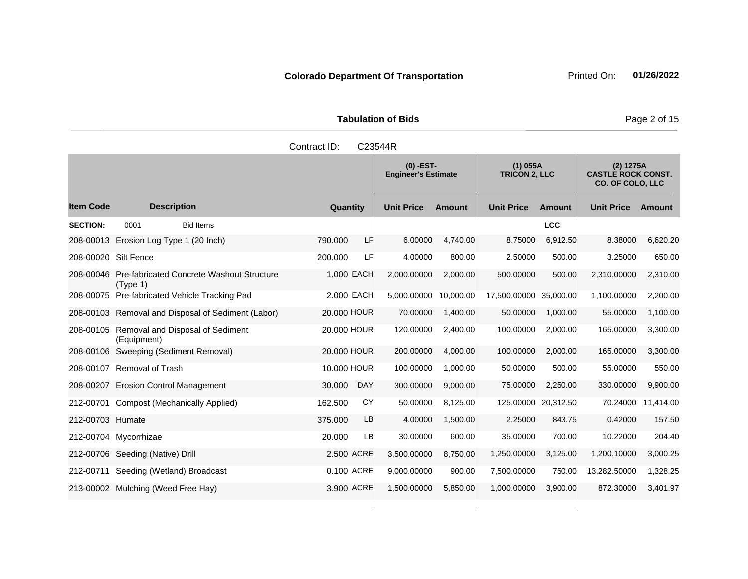**Colorado Department Of Transportation**

Printed On: **01/26/2022**

**Tabulation of Bids**

Contract ID: C23544R

| | | | | (0) -EST- Engineer's Estimate | | (1) 055A TRICON 2, LLC | | (2) 1275A CASTLE ROCK CONST. CO. OF COLO, LLC | |
|---|---|---|---|---|---|---|---|---|---|
| **Item Code** | **Description** | **Quantity** | | **Unit Price** | **Amount** | **Unit Price** | **Amount** | **Unit Price** | **Amount** |
| **SECTION:** | 0001 Bid Items | | | | | | LCC: | | |
| 208-00013 | Erosion Log Type 1 (20 Inch) | 790.000 | LF | 6.00000 | 4,740.00 | 8.75000 | 6,912.50 | 8.38000 | 6,620.20 |
| 208-00020 | Silt Fence | 200.000 | LF | 4.00000 | 800.00 | 2.50000 | 500.00 | 3.25000 | 650.00 |
| 208-00046 | Pre-fabricated Concrete Washout Structure (Type 1) | 1.000 | EACH | 2,000.00000 | 2,000.00 | 500.00000 | 500.00 | 2,310.00000 | 2,310.00 |
| 208-00075 | Pre-fabricated Vehicle Tracking Pad | 2.000 | EACH | 5,000.00000 | 10,000.00 | 17,500.00000 | 35,000.00 | 1,100.00000 | 2,200.00 |
| 208-00103 | Removal and Disposal of Sediment (Labor) | 20.000 | HOUR | 70.00000 | 1,400.00 | 50.00000 | 1,000.00 | 55.00000 | 1,100.00 |
| 208-00105 | Removal and Disposal of Sediment (Equipment) | 20.000 | HOUR | 120.00000 | 2,400.00 | 100.00000 | 2,000.00 | 165.00000 | 3,300.00 |
| 208-00106 | Sweeping (Sediment Removal) | 20.000 | HOUR | 200.00000 | 4,000.00 | 100.00000 | 2,000.00 | 165.00000 | 3,300.00 |
| 208-00107 | Removal of Trash | 10.000 | HOUR | 100.00000 | 1,000.00 | 50.00000 | 500.00 | 55.00000 | 550.00 |
| 208-00207 | Erosion Control Management | 30.000 | DAY | 300.00000 | 9,000.00 | 75.00000 | 2,250.00 | 330.00000 | 9,900.00 |
| 212-00701 | Compost (Mechanically Applied) | 162.500 | CY | 50.00000 | 8,125.00 | 125.00000 | 20,312.50 | 70.24000 | 11,414.00 |
| 212-00703 | Humate | 375.000 | LB | 4.00000 | 1,500.00 | 2.25000 | 843.75 | 0.42000 | 157.50 |
| 212-00704 | Mycorrhizae | 20.000 | LB | 30.00000 | 600.00 | 35.00000 | 700.00 | 10.22000 | 204.40 |
| 212-00706 | Seeding (Native) Drill | 2.500 | ACRE | 3,500.00000 | 8,750.00 | 1,250.00000 | 3,125.00 | 1,200.10000 | 3,000.25 |
| 212-00711 | Seeding (Wetland) Broadcast | 0.100 | ACRE | 9,000.00000 | 900.00 | 7,500.00000 | 750.00 | 13,282.50000 | 1,328.25 |
| 213-00002 | Mulching (Weed Free Hay) | 3.900 | ACRE | 1,500.00000 | 5,850.00 | 1,000.00000 | 3,900.00 | 872.30000 | 3,401.97 |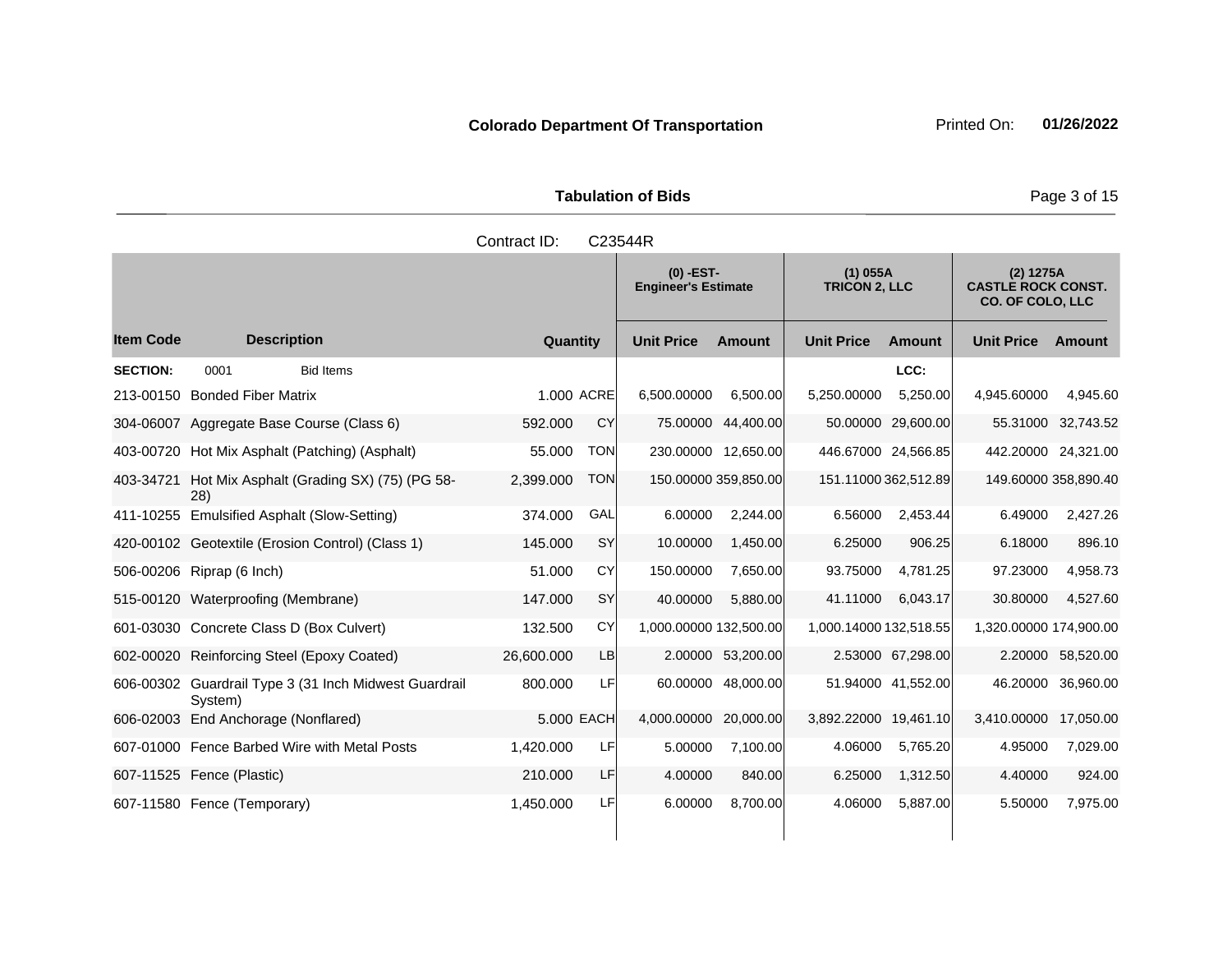**Colorado Department Of Transportation** Printed On: **01/26/2022**

**Tabulation of Bids**

Contract ID: C23544R

| | | | | (0) -EST- Engineer's Estimate | | (1) 055A TRICON 2, LLC | | (2) 1275A CASTLE ROCK CONST. CO. OF COLO, LLC | |
|---|---|---|---|---|---|---|---|---|---|
| **Item Code** | **Description** | **Quantity** | | **Unit Price** | **Amount** | **Unit Price** | **Amount** | **Unit Price** | **Amount** |
| **SECTION:** | 0001 Bid Items | | | | | | **LCC:** | | |
| 213-00150 | Bonded Fiber Matrix | 1.000 | ACRE | 6,500.00000 | 6,500.00 | 5,250.00000 | 5,250.00 | 4,945.60000 | 4,945.60 |
| 304-06007 | Aggregate Base Course (Class 6) | 592.000 | CY | 75.00000 | 44,400.00 | 50.00000 | 29,600.00 | 55.31000 | 32,743.52 |
| 403-00720 | Hot Mix Asphalt (Patching) (Asphalt) | 55.000 | TON | 230.00000 | 12,650.00 | 446.67000 | 24,566.85 | 442.20000 | 24,321.00 |
| 403-34721 | Hot Mix Asphalt (Grading SX) (75) (PG 58-28) | 2,399.000 | TON | 150.00000 | 359,850.00 | 151.11000 | 362,512.89 | 149.60000 | 358,890.40 |
| 411-10255 | Emulsified Asphalt (Slow-Setting) | 374.000 | GAL | 6.00000 | 2,244.00 | 6.56000 | 2,453.44 | 6.49000 | 2,427.26 |
| 420-00102 | Geotextile (Erosion Control) (Class 1) | 145.000 | SY | 10.00000 | 1,450.00 | 6.25000 | 906.25 | 6.18000 | 896.10 |
| 506-00206 | Riprap (6 Inch) | 51.000 | CY | 150.00000 | 7,650.00 | 93.75000 | 4,781.25 | 97.23000 | 4,958.73 |
| 515-00120 | Waterproofing (Membrane) | 147.000 | SY | 40.00000 | 5,880.00 | 41.11000 | 6,043.17 | 30.80000 | 4,527.60 |
| 601-03030 | Concrete Class D (Box Culvert) | 132.500 | CY | 1,000.00000 | 132,500.00 | 1,000.14000 | 132,518.55 | 1,320.00000 | 174,900.00 |
| 602-00020 | Reinforcing Steel (Epoxy Coated) | 26,600.000 | LB | 2.00000 | 53,200.00 | 2.53000 | 67,298.00 | 2.20000 | 58,520.00 |
| 606-00302 | Guardrail Type 3 (31 Inch Midwest Guardrail System) | 800.000 | LF | 60.00000 | 48,000.00 | 51.94000 | 41,552.00 | 46.20000 | 36,960.00 |
| 606-02003 | End Anchorage (Nonflared) | 5.000 | EACH | 4,000.00000 | 20,000.00 | 3,892.22000 | 19,461.10 | 3,410.00000 | 17,050.00 |
| 607-01000 | Fence Barbed Wire with Metal Posts | 1,420.000 | LF | 5.00000 | 7,100.00 | 4.06000 | 5,765.20 | 4.95000 | 7,029.00 |
| 607-11525 | Fence (Plastic) | 210.000 | LF | 4.00000 | 840.00 | 6.25000 | 1,312.50 | 4.40000 | 924.00 |
| 607-11580 | Fence (Temporary) | 1,450.000 | LF | 6.00000 | 8,700.00 | 4.06000 | 5,887.00 | 5.50000 | 7,975.00 |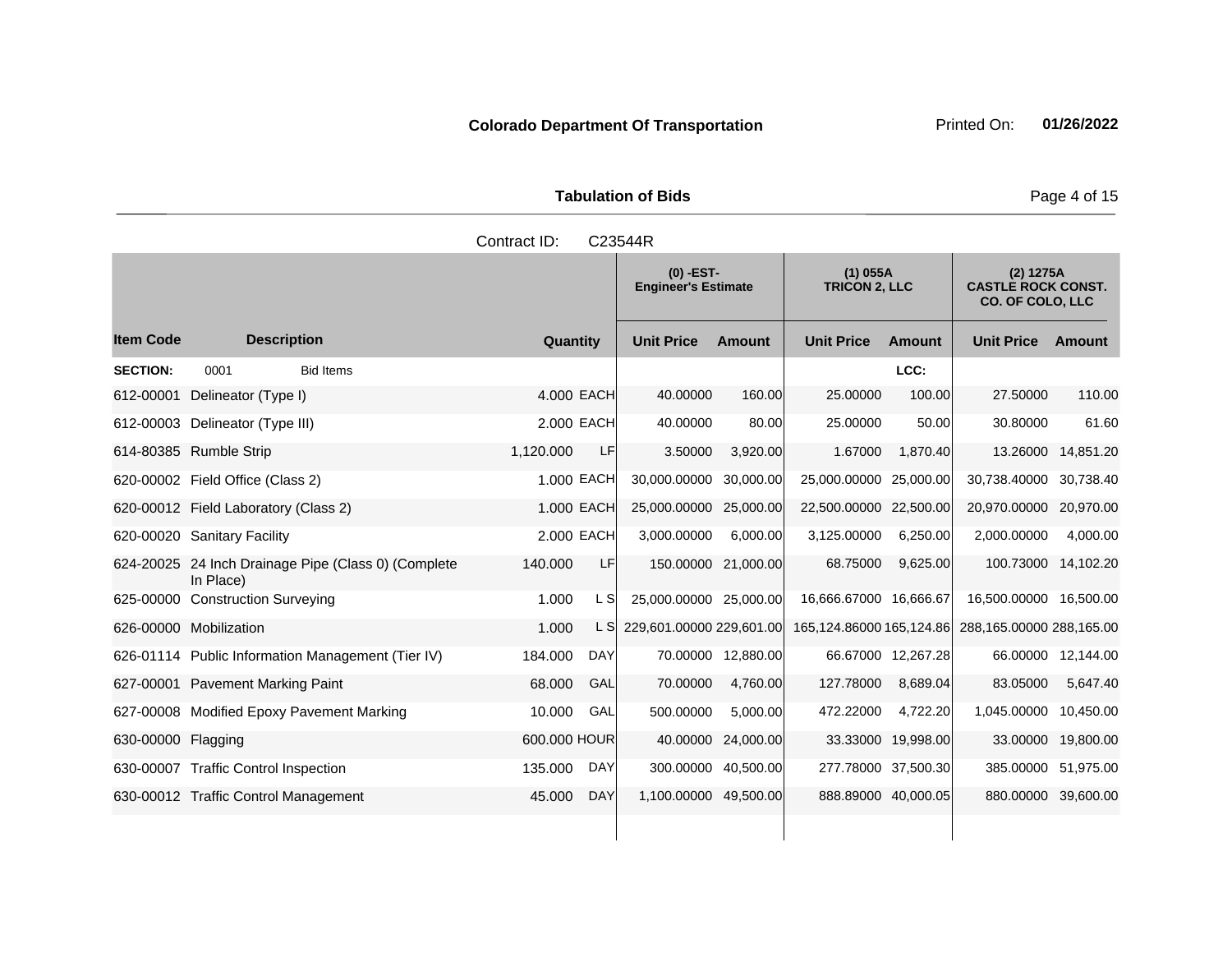**Colorado Department Of Transportation** Printed On: **01/26/2022**

**Tabulation of Bids**

Contract ID: C23544R

| | | | | (0) -EST- Engineer's Estimate | | (1) 055A TRICON 2, LLC | | (2) 1275A CASTLE ROCK CONST. CO. OF COLO, LLC | |
|---|---|---|---|---|---|---|---|---|---|
| **Item Code** | **Description** | **Quantity** | | **Unit Price** | **Amount** | **Unit Price** | **Amount** | **Unit Price** | **Amount** |
| **SECTION:** | 0001 Bid Items | | | | | | LCC: | | |
| 612-00001 | Delineator (Type I) | 4.000 | EACH | 40.00000 | 160.00 | 25.00000 | 100.00 | 27.50000 | 110.00 |
| 612-00003 | Delineator (Type III) | 2.000 | EACH | 40.00000 | 80.00 | 25.00000 | 50.00 | 30.80000 | 61.60 |
| 614-80385 | Rumble Strip | 1,120.000 | LF | 3.50000 | 3,920.00 | 1.67000 | 1,870.40 | 13.26000 | 14,851.20 |
| 620-00002 | Field Office (Class 2) | 1.000 | EACH | 30,000.00000 | 30,000.00 | 25,000.00000 | 25,000.00 | 30,738.40000 | 30,738.40 |
| 620-00012 | Field Laboratory (Class 2) | 1.000 | EACH | 25,000.00000 | 25,000.00 | 22,500.00000 | 22,500.00 | 20,970.00000 | 20,970.00 |
| 620-00020 | Sanitary Facility | 2.000 | EACH | 3,000.00000 | 6,000.00 | 3,125.00000 | 6,250.00 | 2,000.00000 | 4,000.00 |
| 624-20025 | 24 Inch Drainage Pipe (Class 0) (Complete In Place) | 140.000 | LF | 150.00000 | 21,000.00 | 68.75000 | 9,625.00 | 100.73000 | 14,102.20 |
| 625-00000 | Construction Surveying | 1.000 | L S | 25,000.00000 | 25,000.00 | 16,666.67000 | 16,666.67 | 16,500.00000 | 16,500.00 |
| 626-00000 | Mobilization | 1.000 | L S | 229,601.00000 | 229,601.00 | 165,124.86000 | 165,124.86 | 288,165.00000 | 288,165.00 |
| 626-01114 | Public Information Management (Tier IV) | 184.000 | DAY | 70.00000 | 12,880.00 | 66.67000 | 12,267.28 | 66.00000 | 12,144.00 |
| 627-00001 | Pavement Marking Paint | 68.000 | GAL | 70.00000 | 4,760.00 | 127.78000 | 8,689.04 | 83.05000 | 5,647.40 |
| 627-00008 | Modified Epoxy Pavement Marking | 10.000 | GAL | 500.00000 | 5,000.00 | 472.22000 | 4,722.20 | 1,045.00000 | 10,450.00 |
| 630-00000 | Flagging | 600.000 | HOUR | 40.00000 | 24,000.00 | 33.33000 | 19,998.00 | 33.00000 | 19,800.00 |
| 630-00007 | Traffic Control Inspection | 135.000 | DAY | 300.00000 | 40,500.00 | 277.78000 | 37,500.30 | 385.00000 | 51,975.00 |
| 630-00012 | Traffic Control Management | 45.000 | DAY | 1,100.00000 | 49,500.00 | 888.89000 | 40,000.05 | 880.00000 | 39,600.00 |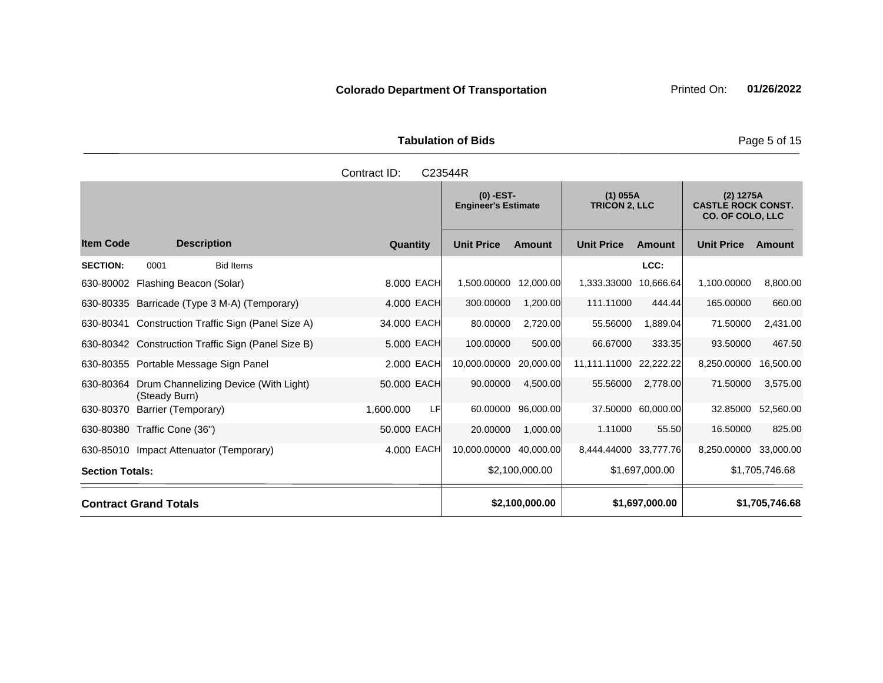**Colorado Department Of Transportation**

Printed On: **01/26/2022**

**Tabulation of Bids**

Contract ID: C23544R

| | | | | (0) -EST- Engineer's Estimate | | (1) 055A TRICON 2, LLC | | (2) 1275A CASTLE ROCK CONST. CO. OF COLO, LLC | |
|---|---|---|---|---|---|---|---|---|---|
| **Item Code** | **Description** | **Quantity** | | **Unit Price** | **Amount** | **Unit Price** | **Amount** | **Unit Price** | **Amount** |
| **SECTION:** | 0001 Bid Items | | | | | | LCC: | | |
| 630-80002 | Flashing Beacon (Solar) | 8.000 | EACH | 1,500.00000 | 12,000.00 | 1,333.33000 | 10,666.64 | 1,100.00000 | 8,800.00 |
| 630-80335 | Barricade (Type 3 M-A) (Temporary) | 4.000 | EACH | 300.00000 | 1,200.00 | 111.11000 | 444.44 | 165.00000 | 660.00 |
| 630-80341 | Construction Traffic Sign (Panel Size A) | 34.000 | EACH | 80.00000 | 2,720.00 | 55.56000 | 1,889.04 | 71.50000 | 2,431.00 |
| 630-80342 | Construction Traffic Sign (Panel Size B) | 5.000 | EACH | 100.00000 | 500.00 | 66.67000 | 333.35 | 93.50000 | 467.50 |
| 630-80355 | Portable Message Sign Panel | 2.000 | EACH | 10,000.00000 | 20,000.00 | 11,111.11000 | 22,222.22 | 8,250.00000 | 16,500.00 |
| 630-80364 | Drum Channelizing Device (With Light) (Steady Burn) | 50.000 | EACH | 90.00000 | 4,500.00 | 55.56000 | 2,778.00 | 71.50000 | 3,575.00 |
| 630-80370 | Barrier (Temporary) | 1,600.000 | LF | 60.00000 | 96,000.00 | 37.50000 | 60,000.00 | 32.85000 | 52,560.00 |
| 630-80380 | Traffic Cone (36") | 50.000 | EACH | 20.00000 | 1,000.00 | 1.11000 | 55.50 | 16.50000 | 825.00 |
| 630-85010 | Impact Attenuator (Temporary) | 4.000 | EACH | 10,000.00000 | 40,000.00 | 8,444.44000 | 33,777.76 | 8,250.00000 | 33,000.00 |
| **Section Totals:** | | | | | $2,100,000.00 | | $1,697,000.00 | | $1,705,746.68 |
| **Contract Grand Totals** | | | | | **$2,100,000.00** | | **$1,697,000.00** | | **$1,705,746.68** |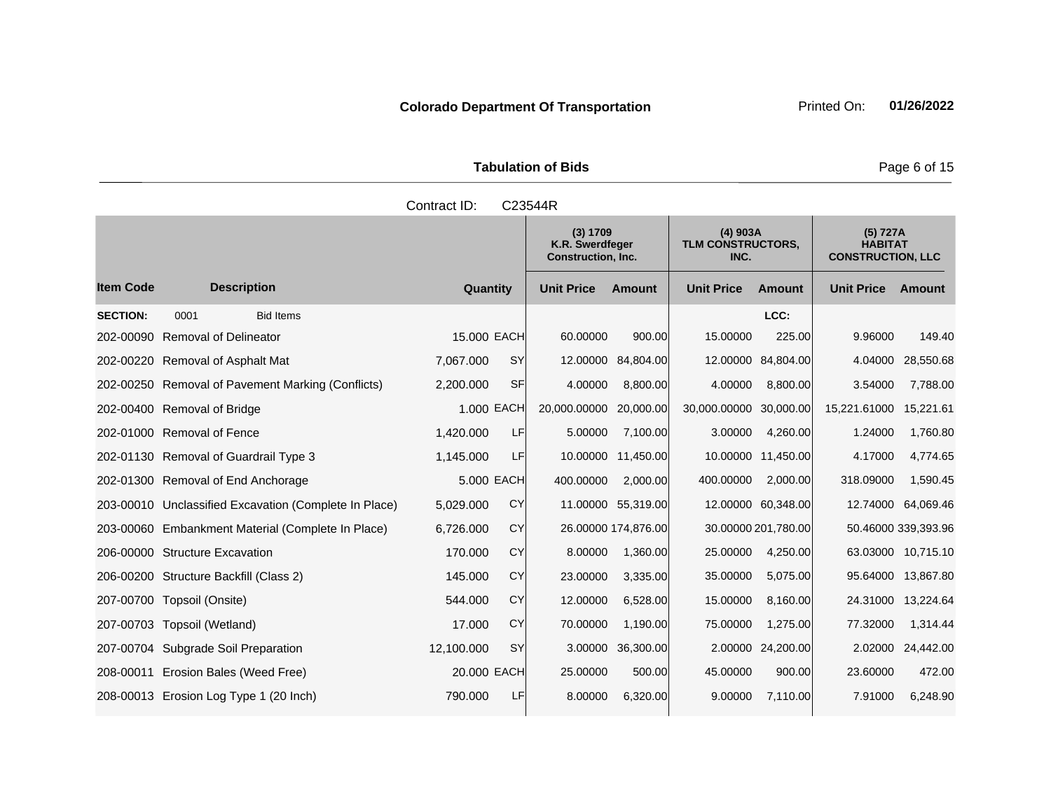**Colorado Department Of Transportation** Printed On: **01/26/2022**

**Tabulation of Bids**

Contract ID: C23544R

| Item Code | Description | Quantity | | (3) 1709 K.R. Swerdfeger Construction, Inc. Unit Price | Amount | (4) 903A TLM CONSTRUCTORS, INC. Unit Price | Amount | (5) 727A HABITAT CONSTRUCTION, LLC Unit Price | Amount |
|---|---|---|---|---|---|---|---|---|---|
| **SECTION:** | 0001 Bid Items | | | | | | LCC: | | |
| 202-00090 | Removal of Delineator | 15.000 | EACH | 60.00000 | 900.00 | 15.00000 | 225.00 | 9.96000 | 149.40 |
| 202-00220 | Removal of Asphalt Mat | 7,067.000 | SY | 12.00000 | 84,804.00 | 12.00000 | 84,804.00 | 4.04000 | 28,550.68 |
| 202-00250 | Removal of Pavement Marking (Conflicts) | 2,200.000 | SF | 4.00000 | 8,800.00 | 4.00000 | 8,800.00 | 3.54000 | 7,788.00 |
| 202-00400 | Removal of Bridge | 1.000 | EACH | 20,000.00000 | 20,000.00 | 30,000.00000 | 30,000.00 | 15,221.61000 | 15,221.61 |
| 202-01000 | Removal of Fence | 1,420.000 | LF | 5.00000 | 7,100.00 | 3.00000 | 4,260.00 | 1.24000 | 1,760.80 |
| 202-01130 | Removal of Guardrail Type 3 | 1,145.000 | LF | 10.00000 | 11,450.00 | 10.00000 | 11,450.00 | 4.17000 | 4,774.65 |
| 202-01300 | Removal of End Anchorage | 5.000 | EACH | 400.00000 | 2,000.00 | 400.00000 | 2,000.00 | 318.09000 | 1,590.45 |
| 203-00010 | Unclassified Excavation (Complete In Place) | 5,029.000 | CY | 11.00000 | 55,319.00 | 12.00000 | 60,348.00 | 12.74000 | 64,069.46 |
| 203-00060 | Embankment Material (Complete In Place) | 6,726.000 | CY | 26.00000 | 174,876.00 | 30.00000 | 201,780.00 | 50.46000 | 339,393.96 |
| 206-00000 | Structure Excavation | 170.000 | CY | 8.00000 | 1,360.00 | 25.00000 | 4,250.00 | 63.03000 | 10,715.10 |
| 206-00200 | Structure Backfill (Class 2) | 145.000 | CY | 23.00000 | 3,335.00 | 35.00000 | 5,075.00 | 95.64000 | 13,867.80 |
| 207-00700 | Topsoil (Onsite) | 544.000 | CY | 12.00000 | 6,528.00 | 15.00000 | 8,160.00 | 24.31000 | 13,224.64 |
| 207-00703 | Topsoil (Wetland) | 17.000 | CY | 70.00000 | 1,190.00 | 75.00000 | 1,275.00 | 77.32000 | 1,314.44 |
| 207-00704 | Subgrade Soil Preparation | 12,100.000 | SY | 3.00000 | 36,300.00 | 2.00000 | 24,200.00 | 2.02000 | 24,442.00 |
| 208-00011 | Erosion Bales (Weed Free) | 20.000 | EACH | 25.00000 | 500.00 | 45.00000 | 900.00 | 23.60000 | 472.00 |
| 208-00013 | Erosion Log Type 1 (20 Inch) | 790.000 | LF | 8.00000 | 6,320.00 | 9.00000 | 7,110.00 | 7.91000 | 6,248.90 |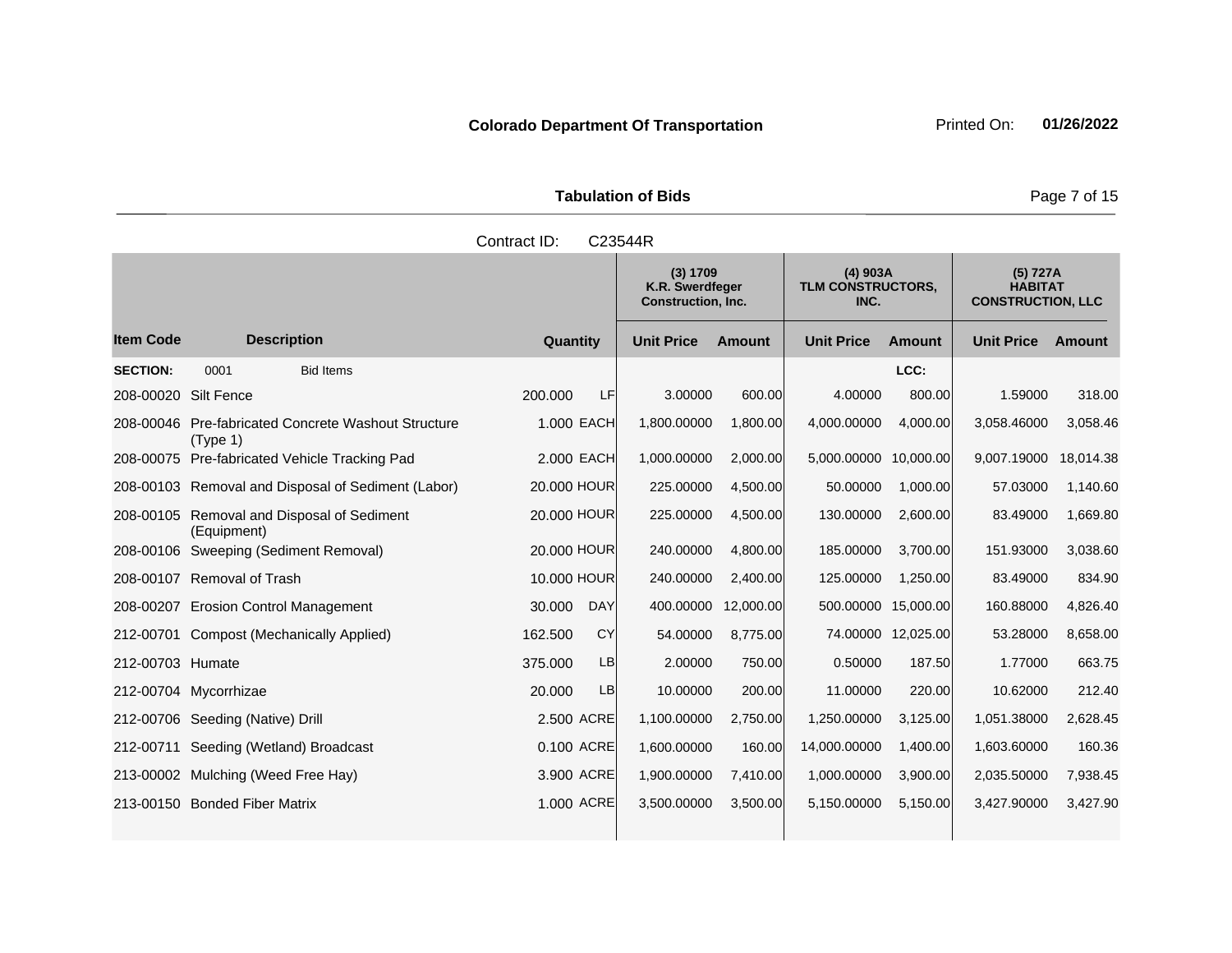**Colorado Department Of Transportation** Printed On: **01/26/2022**

**Tabulation of Bids**

Contract ID: C23544R

| Item Code | Description | Quantity | | (3) 1709 K.R. Swerdfeger Construction, Inc. | | (4) 903A TLM CONSTRUCTORS, INC. | | (5) 727A HABITAT CONSTRUCTION, LLC | |
|---|---|---|---|---|---|---|---|---|---|
| | | | | Unit Price | Amount | Unit Price | Amount | Unit Price | Amount |
| **SECTION:** | 0001 Bid Items | | | | | | LCC: | | |
| 208-00020 | Silt Fence | 200.000 | LF | 3.00000 | 600.00 | 4.00000 | 800.00 | 1.59000 | 318.00 |
| 208-00046 | Pre-fabricated Concrete Washout Structure (Type 1) | 1.000 | EACH | 1,800.00000 | 1,800.00 | 4,000.00000 | 4,000.00 | 3,058.46000 | 3,058.46 |
| 208-00075 | Pre-fabricated Vehicle Tracking Pad | 2.000 | EACH | 1,000.00000 | 2,000.00 | 5,000.00000 | 10,000.00 | 9,007.19000 | 18,014.38 |
| 208-00103 | Removal and Disposal of Sediment (Labor) | 20.000 | HOUR | 225.00000 | 4,500.00 | 50.00000 | 1,000.00 | 57.03000 | 1,140.60 |
| 208-00105 | Removal and Disposal of Sediment (Equipment) | 20.000 | HOUR | 225.00000 | 4,500.00 | 130.00000 | 2,600.00 | 83.49000 | 1,669.80 |
| 208-00106 | Sweeping (Sediment Removal) | 20.000 | HOUR | 240.00000 | 4,800.00 | 185.00000 | 3,700.00 | 151.93000 | 3,038.60 |
| 208-00107 | Removal of Trash | 10.000 | HOUR | 240.00000 | 2,400.00 | 125.00000 | 1,250.00 | 83.49000 | 834.90 |
| 208-00207 | Erosion Control Management | 30.000 | DAY | 400.00000 | 12,000.00 | 500.00000 | 15,000.00 | 160.88000 | 4,826.40 |
| 212-00701 | Compost (Mechanically Applied) | 162.500 | CY | 54.00000 | 8,775.00 | 74.00000 | 12,025.00 | 53.28000 | 8,658.00 |
| 212-00703 | Humate | 375.000 | LB | 2.00000 | 750.00 | 0.50000 | 187.50 | 1.77000 | 663.75 |
| 212-00704 | Mycorrhizae | 20.000 | LB | 10.00000 | 200.00 | 11.00000 | 220.00 | 10.62000 | 212.40 |
| 212-00706 | Seeding (Native) Drill | 2.500 | ACRE | 1,100.00000 | 2,750.00 | 1,250.00000 | 3,125.00 | 1,051.38000 | 2,628.45 |
| 212-00711 | Seeding (Wetland) Broadcast | 0.100 | ACRE | 1,600.00000 | 160.00 | 14,000.00000 | 1,400.00 | 1,603.60000 | 160.36 |
| 213-00002 | Mulching (Weed Free Hay) | 3.900 | ACRE | 1,900.00000 | 7,410.00 | 1,000.00000 | 3,900.00 | 2,035.50000 | 7,938.45 |
| 213-00150 | Bonded Fiber Matrix | 1.000 | ACRE | 3,500.00000 | 3,500.00 | 5,150.00000 | 5,150.00 | 3,427.90000 | 3,427.90 |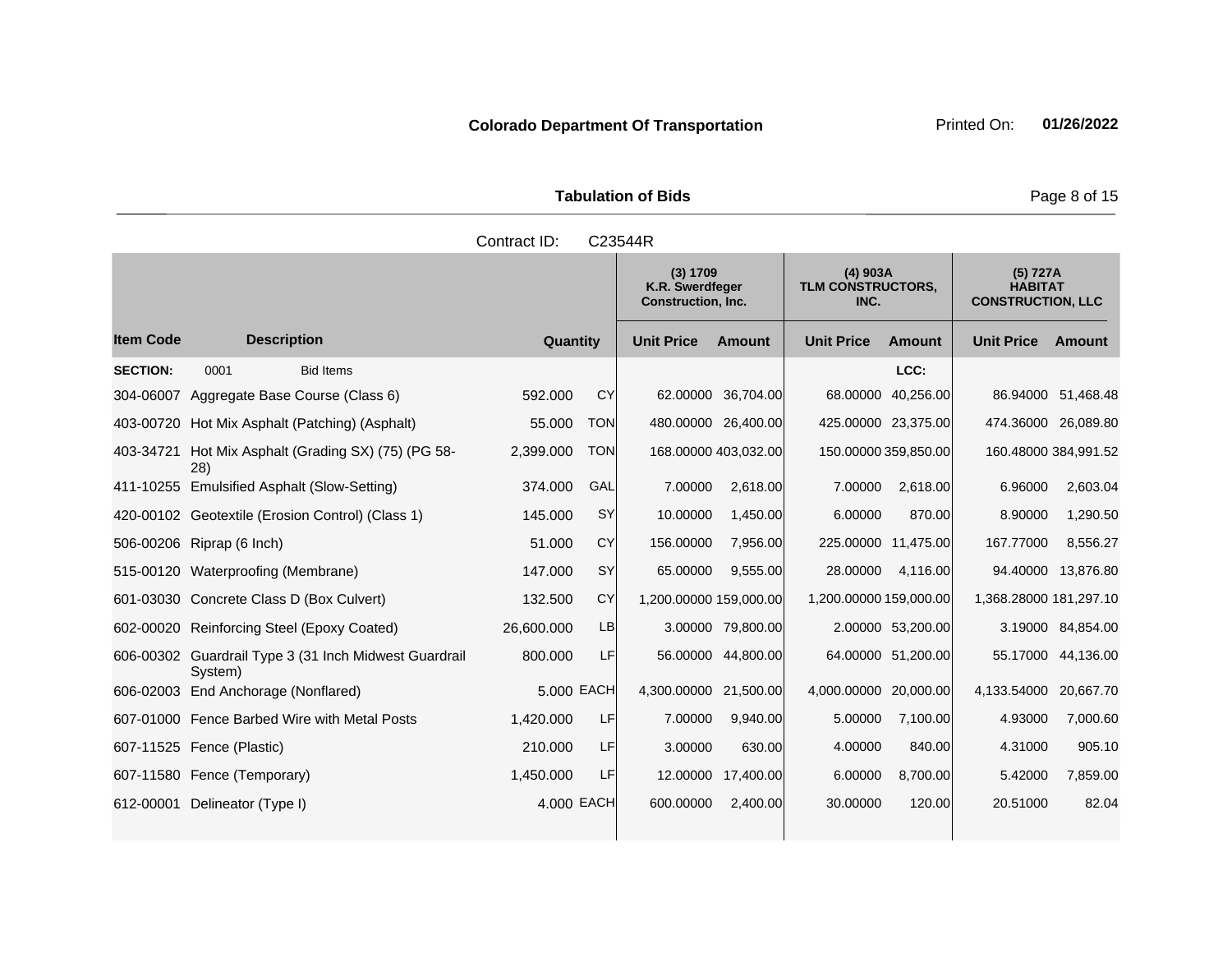**Colorado Department Of Transportation** Printed On: **01/26/2022**

**Tabulation of Bids**

Contract ID: C23544R

| Item Code | Description | Quantity | | (3) 1709 K.R. Swerdfeger Construction, Inc. | | (4) 903A TLM CONSTRUCTORS, INC. | | (5) 727A HABITAT CONSTRUCTION, LLC | |
|---|---|---|---|---|---|---|---|---|---|
| | | | | Unit Price | Amount | Unit Price | Amount | Unit Price | Amount |
| **SECTION:** | 0001 Bid Items | | | | | | LCC: | | |
| 304-06007 | Aggregate Base Course (Class 6) | 592.000 | CY | 62.00000 | 36,704.00 | 68.00000 | 40,256.00 | 86.94000 | 51,468.48 |
| 403-00720 | Hot Mix Asphalt (Patching) (Asphalt) | 55.000 | TON | 480.00000 | 26,400.00 | 425.00000 | 23,375.00 | 474.36000 | 26,089.80 |
| 403-34721 | Hot Mix Asphalt (Grading SX) (75) (PG 58-28) | 2,399.000 | TON | 168.00000 | 403,032.00 | 150.00000 | 359,850.00 | 160.48000 | 384,991.52 |
| 411-10255 | Emulsified Asphalt (Slow-Setting) | 374.000 | GAL | 7.00000 | 2,618.00 | 7.00000 | 2,618.00 | 6.96000 | 2,603.04 |
| 420-00102 | Geotextile (Erosion Control) (Class 1) | 145.000 | SY | 10.00000 | 1,450.00 | 6.00000 | 870.00 | 8.90000 | 1,290.50 |
| 506-00206 | Riprap (6 Inch) | 51.000 | CY | 156.00000 | 7,956.00 | 225.00000 | 11,475.00 | 167.77000 | 8,556.27 |
| 515-00120 | Waterproofing (Membrane) | 147.000 | SY | 65.00000 | 9,555.00 | 28.00000 | 4,116.00 | 94.40000 | 13,876.80 |
| 601-03030 | Concrete Class D (Box Culvert) | 132.500 | CY | 1,200.00000 | 159,000.00 | 1,200.00000 | 159,000.00 | 1,368.28000 | 181,297.10 |
| 602-00020 | Reinforcing Steel (Epoxy Coated) | 26,600.000 | LB | 3.00000 | 79,800.00 | 2.00000 | 53,200.00 | 3.19000 | 84,854.00 |
| 606-00302 | Guardrail Type 3 (31 Inch Midwest Guardrail System) | 800.000 | LF | 56.00000 | 44,800.00 | 64.00000 | 51,200.00 | 55.17000 | 44,136.00 |
| 606-02003 | End Anchorage (Nonflared) | 5.000 | EACH | 4,300.00000 | 21,500.00 | 4,000.00000 | 20,000.00 | 4,133.54000 | 20,667.70 |
| 607-01000 | Fence Barbed Wire with Metal Posts | 1,420.000 | LF | 7.00000 | 9,940.00 | 5.00000 | 7,100.00 | 4.93000 | 7,000.60 |
| 607-11525 | Fence (Plastic) | 210.000 | LF | 3.00000 | 630.00 | 4.00000 | 840.00 | 4.31000 | 905.10 |
| 607-11580 | Fence (Temporary) | 1,450.000 | LF | 12.00000 | 17,400.00 | 6.00000 | 8,700.00 | 5.42000 | 7,859.00 |
| 612-00001 | Delineator (Type I) | 4.000 | EACH | 600.00000 | 2,400.00 | 30.00000 | 120.00 | 20.51000 | 82.04 |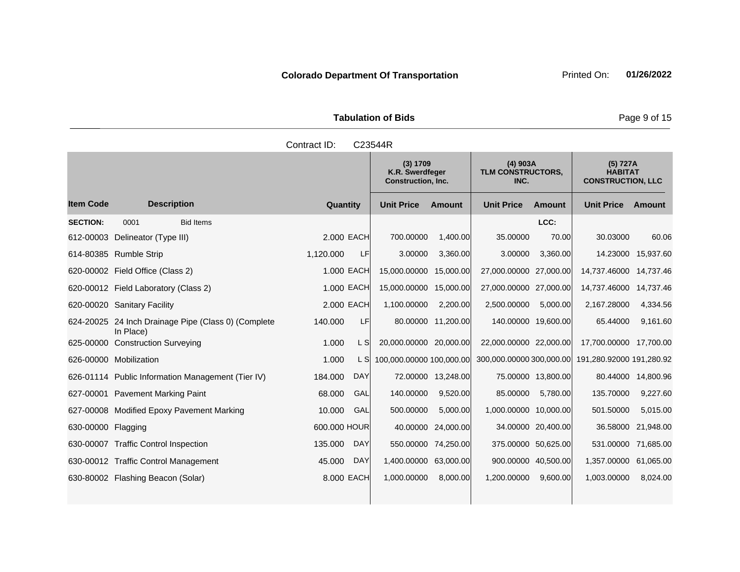**Colorado Department Of Transportation** Printed On: **01/26/2022**

**Tabulation of Bids**

Contract ID: C23544R

| Item Code | Description | Quantity | | (3) 1709 K.R. Swerdfeger Construction, Inc. | | (4) 903A TLM CONSTRUCTORS, INC. | | (5) 727A HABITAT CONSTRUCTION, LLC | |
|---|---|---|---|---|---|---|---|---|---|
| | | | | Unit Price | Amount | Unit Price | Amount | Unit Price | Amount |
| **SECTION:** | 0001 Bid Items | | | | | | LCC: | | |
| 612-00003 | Delineator (Type III) | 2.000 | EACH | 700.00000 | 1,400.00 | 35.00000 | 70.00 | 30.03000 | 60.06 |
| 614-80385 | Rumble Strip | 1,120.000 | LF | 3.00000 | 3,360.00 | 3.00000 | 3,360.00 | 14.23000 | 15,937.60 |
| 620-00002 | Field Office (Class 2) | 1.000 | EACH | 15,000.00000 | 15,000.00 | 27,000.00000 | 27,000.00 | 14,737.46000 | 14,737.46 |
| 620-00012 | Field Laboratory (Class 2) | 1.000 | EACH | 15,000.00000 | 15,000.00 | 27,000.00000 | 27,000.00 | 14,737.46000 | 14,737.46 |
| 620-00020 | Sanitary Facility | 2.000 | EACH | 1,100.00000 | 2,200.00 | 2,500.00000 | 5,000.00 | 2,167.28000 | 4,334.56 |
| 624-20025 | 24 Inch Drainage Pipe (Class 0) (Complete In Place) | 140.000 | LF | 80.00000 | 11,200.00 | 140.00000 | 19,600.00 | 65.44000 | 9,161.60 |
| 625-00000 | Construction Surveying | 1.000 | L S | 20,000.00000 | 20,000.00 | 22,000.00000 | 22,000.00 | 17,700.00000 | 17,700.00 |
| 626-00000 | Mobilization | 1.000 | L S | 100,000.00000 | 100,000.00 | 300,000.00000 | 300,000.00 | 191,280.92000 | 191,280.92 |
| 626-01114 | Public Information Management (Tier IV) | 184.000 | DAY | 72.00000 | 13,248.00 | 75.00000 | 13,800.00 | 80.44000 | 14,800.96 |
| 627-00001 | Pavement Marking Paint | 68.000 | GAL | 140.00000 | 9,520.00 | 85.00000 | 5,780.00 | 135.70000 | 9,227.60 |
| 627-00008 | Modified Epoxy Pavement Marking | 10.000 | GAL | 500.00000 | 5,000.00 | 1,000.00000 | 10,000.00 | 501.50000 | 5,015.00 |
| 630-00000 | Flagging | 600.000 | HOUR | 40.00000 | 24,000.00 | 34.00000 | 20,400.00 | 36.58000 | 21,948.00 |
| 630-00007 | Traffic Control Inspection | 135.000 | DAY | 550.00000 | 74,250.00 | 375.00000 | 50,625.00 | 531.00000 | 71,685.00 |
| 630-00012 | Traffic Control Management | 45.000 | DAY | 1,400.00000 | 63,000.00 | 900.00000 | 40,500.00 | 1,357.00000 | 61,065.00 |
| 630-80002 | Flashing Beacon (Solar) | 8.000 | EACH | 1,000.00000 | 8,000.00 | 1,200.00000 | 9,600.00 | 1,003.00000 | 8,024.00 |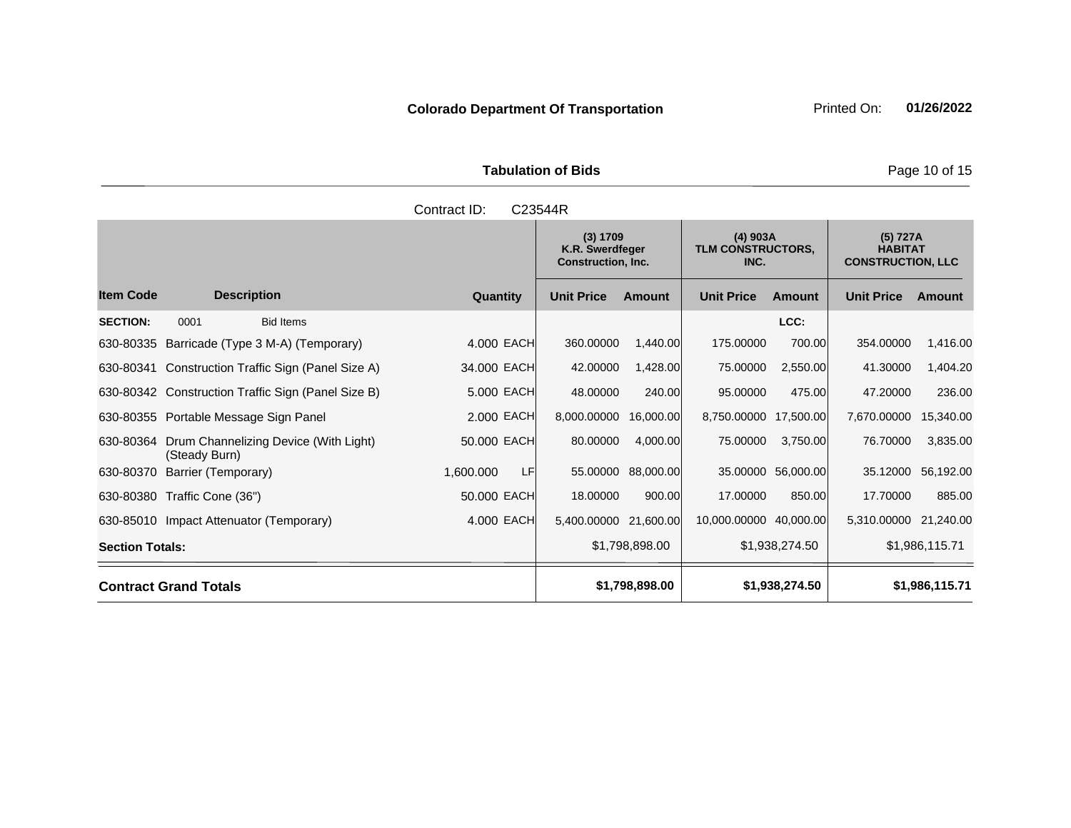**Colorado Department Of Transportation**

Printed On: **01/26/2022**

**Tabulation of Bids**

Contract ID: C23544R

| Item Code | Description | Quantity | | (3) 1709 K.R. Swerdfeger Construction, Inc. Unit Price | Amount | (4) 903A TLM CONSTRUCTORS, INC. Unit Price | Amount | (5) 727A HABITAT CONSTRUCTION, LLC Unit Price | Amount |
|---|---|---|---|---|---|---|---|---|---|
| **SECTION:** | 0001 Bid Items | | | | | | LCC: | | |
| 630-80335 | Barricade (Type 3 M-A) (Temporary) | 4.000 | EACH | 360.00000 | 1,440.00 | 175.00000 | 700.00 | 354.00000 | 1,416.00 |
| 630-80341 | Construction Traffic Sign (Panel Size A) | 34.000 | EACH | 42.00000 | 1,428.00 | 75.00000 | 2,550.00 | 41.30000 | 1,404.20 |
| 630-80342 | Construction Traffic Sign (Panel Size B) | 5.000 | EACH | 48.00000 | 240.00 | 95.00000 | 475.00 | 47.20000 | 236.00 |
| 630-80355 | Portable Message Sign Panel | 2.000 | EACH | 8,000.00000 | 16,000.00 | 8,750.00000 | 17,500.00 | 7,670.00000 | 15,340.00 |
| 630-80364 | Drum Channelizing Device (With Light) (Steady Burn) | 50.000 | EACH | 80.00000 | 4,000.00 | 75.00000 | 3,750.00 | 76.70000 | 3,835.00 |
| 630-80370 | Barrier (Temporary) | 1,600.000 | LF | 55.00000 | 88,000.00 | 35.00000 | 56,000.00 | 35.12000 | 56,192.00 |
| 630-80380 | Traffic Cone (36") | 50.000 | EACH | 18.00000 | 900.00 | 17.00000 | 850.00 | 17.70000 | 885.00 |
| 630-85010 | Impact Attenuator (Temporary) | 4.000 | EACH | 5,400.00000 | 21,600.00 | 10,000.00000 | 40,000.00 | 5,310.00000 | 21,240.00 |
| **Section Totals:** | | | | | $1,798,898.00 | | $1,938,274.50 | | $1,986,115.71 |
| **Contract Grand Totals** | | | | | **$1,798,898.00** | | **$1,938,274.50** | | **$1,986,115.71** |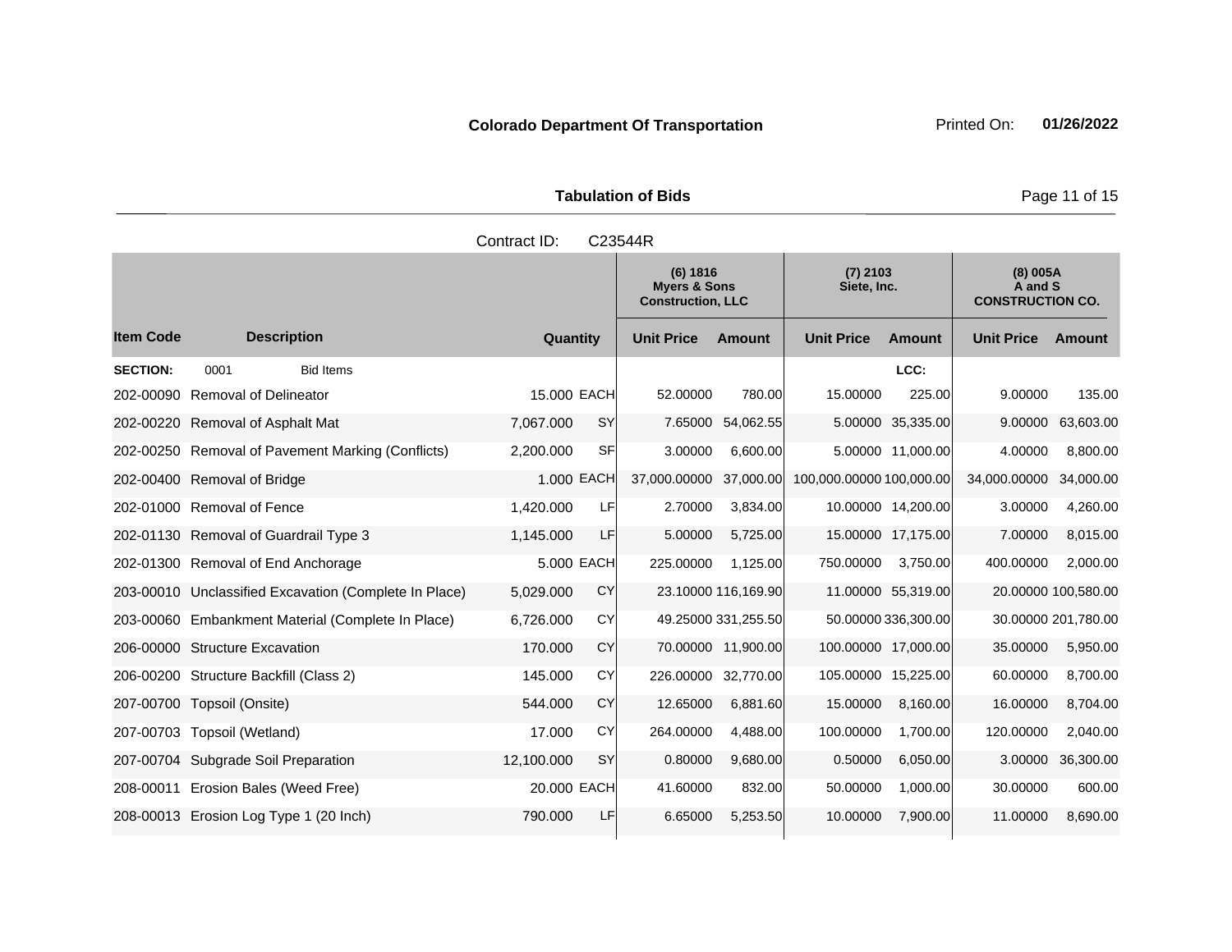**Colorado Department Of Transportation** Printed On: **01/26/2022**

**Tabulation of Bids**

Contract ID: C23544R

| | | | | (6) 1816 Myers & Sons Construction, LLC | | (7) 2103 Siete, Inc. | | (8) 005A A and S CONSTRUCTION CO. | |
|---|---|---|---|---|---|---|---|---|---|
| **Item Code** | **Description** | **Quantity** | | **Unit Price** | **Amount** | **Unit Price** | **Amount** | **Unit Price** | **Amount** |
| **SECTION:** | 0001 Bid Items | | | | | | LCC: | | |
| 202-00090 | Removal of Delineator | 15.000 | EACH | 52.00000 | 780.00 | 15.00000 | 225.00 | 9.00000 | 135.00 |
| 202-00220 | Removal of Asphalt Mat | 7,067.000 | SY | 7.65000 | 54,062.55 | 5.00000 | 35,335.00 | 9.00000 | 63,603.00 |
| 202-00250 | Removal of Pavement Marking (Conflicts) | 2,200.000 | SF | 3.00000 | 6,600.00 | 5.00000 | 11,000.00 | 4.00000 | 8,800.00 |
| 202-00400 | Removal of Bridge | 1.000 | EACH | 37,000.00000 | 37,000.00 | 100,000.00000 | 100,000.00 | 34,000.00000 | 34,000.00 |
| 202-01000 | Removal of Fence | 1,420.000 | LF | 2.70000 | 3,834.00 | 10.00000 | 14,200.00 | 3.00000 | 4,260.00 |
| 202-01130 | Removal of Guardrail Type 3 | 1,145.000 | LF | 5.00000 | 5,725.00 | 15.00000 | 17,175.00 | 7.00000 | 8,015.00 |
| 202-01300 | Removal of End Anchorage | 5.000 | EACH | 225.00000 | 1,125.00 | 750.00000 | 3,750.00 | 400.00000 | 2,000.00 |
| 203-00010 | Unclassified Excavation (Complete In Place) | 5,029.000 | CY | 23.10000 | 116,169.90 | 11.00000 | 55,319.00 | 20.00000 | 100,580.00 |
| 203-00060 | Embankment Material (Complete In Place) | 6,726.000 | CY | 49.25000 | 331,255.50 | 50.00000 | 336,300.00 | 30.00000 | 201,780.00 |
| 206-00000 | Structure Excavation | 170.000 | CY | 70.00000 | 11,900.00 | 100.00000 | 17,000.00 | 35.00000 | 5,950.00 |
| 206-00200 | Structure Backfill (Class 2) | 145.000 | CY | 226.00000 | 32,770.00 | 105.00000 | 15,225.00 | 60.00000 | 8,700.00 |
| 207-00700 | Topsoil (Onsite) | 544.000 | CY | 12.65000 | 6,881.60 | 15.00000 | 8,160.00 | 16.00000 | 8,704.00 |
| 207-00703 | Topsoil (Wetland) | 17.000 | CY | 264.00000 | 4,488.00 | 100.00000 | 1,700.00 | 120.00000 | 2,040.00 |
| 207-00704 | Subgrade Soil Preparation | 12,100.000 | SY | 0.80000 | 9,680.00 | 0.50000 | 6,050.00 | 3.00000 | 36,300.00 |
| 208-00011 | Erosion Bales (Weed Free) | 20.000 | EACH | 41.60000 | 832.00 | 50.00000 | 1,000.00 | 30.00000 | 600.00 |
| 208-00013 | Erosion Log Type 1 (20 Inch) | 790.000 | LF | 6.65000 | 5,253.50 | 10.00000 | 7,900.00 | 11.00000 | 8,690.00 |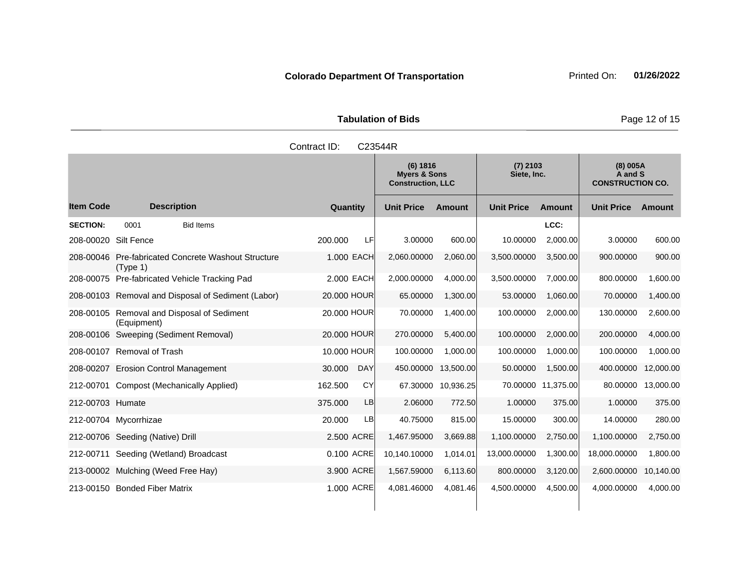**Colorado Department Of Transportation** Printed On: **01/26/2022**

**Tabulation of Bids**

Contract ID: C23544R

| | | | | (6) 1816 Myers & Sons Construction, LLC | | (7) 2103 Siete, Inc. | | (8) 005A A and S CONSTRUCTION CO. | |
|---|---|---|---|---|---|---|---|---|---|
| **Item Code** | **Description** | **Quantity** | | **Unit Price** | **Amount** | **Unit Price** | **Amount** | **Unit Price** | **Amount** |
| **SECTION:** | 0001 Bid Items | | | | | | LCC: | | |
| 208-00020 | Silt Fence | 200.000 | LF | 3.00000 | 600.00 | 10.00000 | 2,000.00 | 3.00000 | 600.00 |
| 208-00046 | Pre-fabricated Concrete Washout Structure (Type 1) | 1.000 | EACH | 2,060.00000 | 2,060.00 | 3,500.00000 | 3,500.00 | 900.00000 | 900.00 |
| 208-00075 | Pre-fabricated Vehicle Tracking Pad | 2.000 | EACH | 2,000.00000 | 4,000.00 | 3,500.00000 | 7,000.00 | 800.00000 | 1,600.00 |
| 208-00103 | Removal and Disposal of Sediment (Labor) | 20.000 | HOUR | 65.00000 | 1,300.00 | 53.00000 | 1,060.00 | 70.00000 | 1,400.00 |
| 208-00105 | Removal and Disposal of Sediment (Equipment) | 20.000 | HOUR | 70.00000 | 1,400.00 | 100.00000 | 2,000.00 | 130.00000 | 2,600.00 |
| 208-00106 | Sweeping (Sediment Removal) | 20.000 | HOUR | 270.00000 | 5,400.00 | 100.00000 | 2,000.00 | 200.00000 | 4,000.00 |
| 208-00107 | Removal of Trash | 10.000 | HOUR | 100.00000 | 1,000.00 | 100.00000 | 1,000.00 | 100.00000 | 1,000.00 |
| 208-00207 | Erosion Control Management | 30.000 | DAY | 450.00000 | 13,500.00 | 50.00000 | 1,500.00 | 400.00000 | 12,000.00 |
| 212-00701 | Compost (Mechanically Applied) | 162.500 | CY | 67.30000 | 10,936.25 | 70.00000 | 11,375.00 | 80.00000 | 13,000.00 |
| 212-00703 | Humate | 375.000 | LB | 2.06000 | 772.50 | 1.00000 | 375.00 | 1.00000 | 375.00 |
| 212-00704 | Mycorrhizae | 20.000 | LB | 40.75000 | 815.00 | 15.00000 | 300.00 | 14.00000 | 280.00 |
| 212-00706 | Seeding (Native) Drill | 2.500 | ACRE | 1,467.95000 | 3,669.88 | 1,100.00000 | 2,750.00 | 1,100.00000 | 2,750.00 |
| 212-00711 | Seeding (Wetland) Broadcast | 0.100 | ACRE | 10,140.10000 | 1,014.01 | 13,000.00000 | 1,300.00 | 18,000.00000 | 1,800.00 |
| 213-00002 | Mulching (Weed Free Hay) | 3.900 | ACRE | 1,567.59000 | 6,113.60 | 800.00000 | 3,120.00 | 2,600.00000 | 10,140.00 |
| 213-00150 | Bonded Fiber Matrix | 1.000 | ACRE | 4,081.46000 | 4,081.46 | 4,500.00000 | 4,500.00 | 4,000.00000 | 4,000.00 |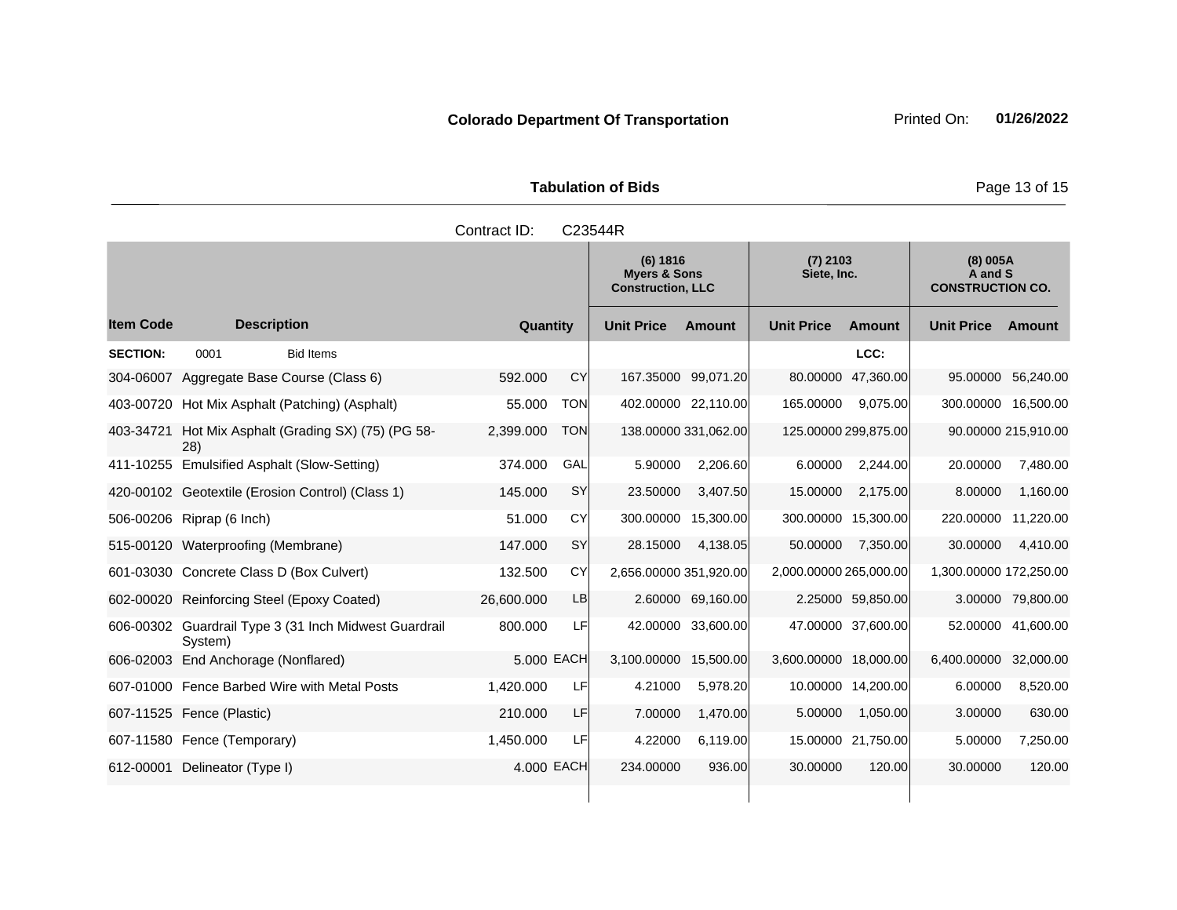**Colorado Department Of Transportation** Printed On: **01/26/2022**

**Tabulation of Bids**

Contract ID: C23544R

| Item Code | Description | Quantity | | (6) 1816 Myers & Sons Construction, LLC Unit Price | Amount | (7) 2103 Siete, Inc. Unit Price | Amount | (8) 005A A and S CONSTRUCTION CO. Unit Price | Amount |
|---|---|---|---|---|---|---|---|---|---|
| **SECTION:** | 0001 Bid Items | | | | | | LCC: | | |
| 304-06007 | Aggregate Base Course (Class 6) | 592.000 | CY | 167.35000 | 99,071.20 | 80.00000 | 47,360.00 | 95.00000 | 56,240.00 |
| 403-00720 | Hot Mix Asphalt (Patching) (Asphalt) | 55.000 | TON | 402.00000 | 22,110.00 | 165.00000 | 9,075.00 | 300.00000 | 16,500.00 |
| 403-34721 | Hot Mix Asphalt (Grading SX) (75) (PG 58-28) | 2,399.000 | TON | 138.00000 | 331,062.00 | 125.00000 | 299,875.00 | 90.00000 | 215,910.00 |
| 411-10255 | Emulsified Asphalt (Slow-Setting) | 374.000 | GAL | 5.90000 | 2,206.60 | 6.00000 | 2,244.00 | 20.00000 | 7,480.00 |
| 420-00102 | Geotextile (Erosion Control) (Class 1) | 145.000 | SY | 23.50000 | 3,407.50 | 15.00000 | 2,175.00 | 8.00000 | 1,160.00 |
| 506-00206 | Riprap (6 Inch) | 51.000 | CY | 300.00000 | 15,300.00 | 300.00000 | 15,300.00 | 220.00000 | 11,220.00 |
| 515-00120 | Waterproofing (Membrane) | 147.000 | SY | 28.15000 | 4,138.05 | 50.00000 | 7,350.00 | 30.00000 | 4,410.00 |
| 601-03030 | Concrete Class D (Box Culvert) | 132.500 | CY | 2,656.00000 | 351,920.00 | 2,000.00000 | 265,000.00 | 1,300.00000 | 172,250.00 |
| 602-00020 | Reinforcing Steel (Epoxy Coated) | 26,600.000 | LB | 2.60000 | 69,160.00 | 2.25000 | 59,850.00 | 3.00000 | 79,800.00 |
| 606-00302 | Guardrail Type 3 (31 Inch Midwest Guardrail System) | 800.000 | LF | 42.00000 | 33,600.00 | 47.00000 | 37,600.00 | 52.00000 | 41,600.00 |
| 606-02003 | End Anchorage (Nonflared) | 5.000 | EACH | 3,100.00000 | 15,500.00 | 3,600.00000 | 18,000.00 | 6,400.00000 | 32,000.00 |
| 607-01000 | Fence Barbed Wire with Metal Posts | 1,420.000 | LF | 4.21000 | 5,978.20 | 10.00000 | 14,200.00 | 6.00000 | 8,520.00 |
| 607-11525 | Fence (Plastic) | 210.000 | LF | 7.00000 | 1,470.00 | 5.00000 | 1,050.00 | 3.00000 | 630.00 |
| 607-11580 | Fence (Temporary) | 1,450.000 | LF | 4.22000 | 6,119.00 | 15.00000 | 21,750.00 | 5.00000 | 7,250.00 |
| 612-00001 | Delineator (Type I) | 4.000 | EACH | 234.00000 | 936.00 | 30.00000 | 120.00 | 30.00000 | 120.00 |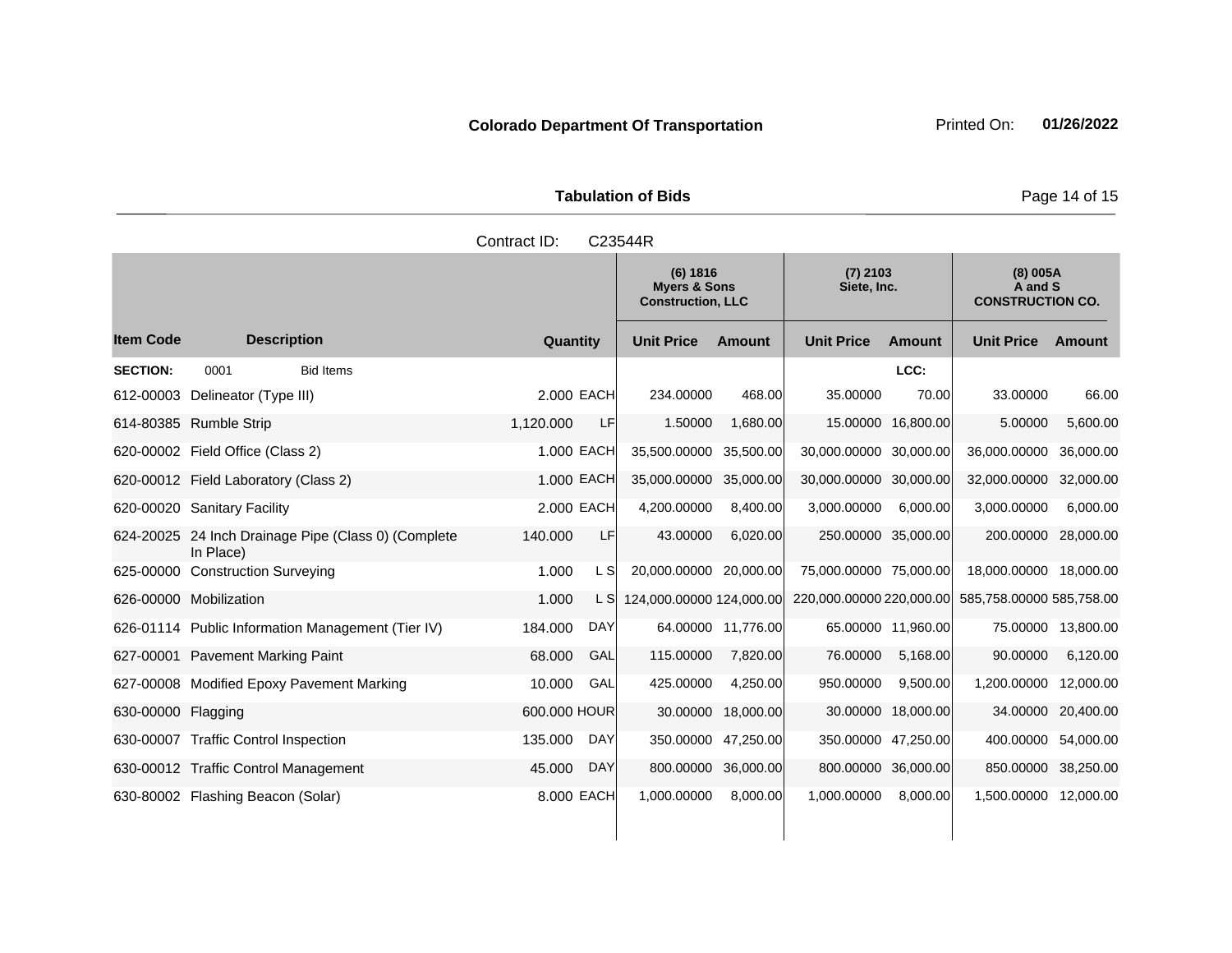**Colorado Department Of Transportation** Printed On: **01/26/2022**

**Tabulation of Bids**

Contract ID: C23544R

| Item Code | Description | Quantity | | (6) 1816 Myers & Sons Construction, LLC | | (7) 2103 Siete, Inc. | | (8) 005A A and S CONSTRUCTION CO. | |
|---|---|---|---|---|---|---|---|---|---|
| | | | | Unit Price | Amount | Unit Price | Amount | Unit Price | Amount |
| **SECTION:** | 0001 Bid Items | | | | | | LCC: | | |
| 612-00003 | Delineator (Type III) | 2.000 | EACH | 234.00000 | 468.00 | 35.00000 | 70.00 | 33.00000 | 66.00 |
| 614-80385 | Rumble Strip | 1,120.000 | LF | 1.50000 | 1,680.00 | 15.00000 | 16,800.00 | 5.00000 | 5,600.00 |
| 620-00002 | Field Office (Class 2) | 1.000 | EACH | 35,500.00000 | 35,500.00 | 30,000.00000 | 30,000.00 | 36,000.00000 | 36,000.00 |
| 620-00012 | Field Laboratory (Class 2) | 1.000 | EACH | 35,000.00000 | 35,000.00 | 30,000.00000 | 30,000.00 | 32,000.00000 | 32,000.00 |
| 620-00020 | Sanitary Facility | 2.000 | EACH | 4,200.00000 | 8,400.00 | 3,000.00000 | 6,000.00 | 3,000.00000 | 6,000.00 |
| 624-20025 | 24 Inch Drainage Pipe (Class 0) (Complete In Place) | 140.000 | LF | 43.00000 | 6,020.00 | 250.00000 | 35,000.00 | 200.00000 | 28,000.00 |
| 625-00000 | Construction Surveying | 1.000 | L S | 20,000.00000 | 20,000.00 | 75,000.00000 | 75,000.00 | 18,000.00000 | 18,000.00 |
| 626-00000 | Mobilization | 1.000 | L S | 124,000.00000 | 124,000.00 | 220,000.00000 | 220,000.00 | 585,758.00000 | 585,758.00 |
| 626-01114 | Public Information Management (Tier IV) | 184.000 | DAY | 64.00000 | 11,776.00 | 65.00000 | 11,960.00 | 75.00000 | 13,800.00 |
| 627-00001 | Pavement Marking Paint | 68.000 | GAL | 115.00000 | 7,820.00 | 76.00000 | 5,168.00 | 90.00000 | 6,120.00 |
| 627-00008 | Modified Epoxy Pavement Marking | 10.000 | GAL | 425.00000 | 4,250.00 | 950.00000 | 9,500.00 | 1,200.00000 | 12,000.00 |
| 630-00000 | Flagging | 600.000 | HOUR | 30.00000 | 18,000.00 | 30.00000 | 18,000.00 | 34.00000 | 20,400.00 |
| 630-00007 | Traffic Control Inspection | 135.000 | DAY | 350.00000 | 47,250.00 | 350.00000 | 47,250.00 | 400.00000 | 54,000.00 |
| 630-00012 | Traffic Control Management | 45.000 | DAY | 800.00000 | 36,000.00 | 800.00000 | 36,000.00 | 850.00000 | 38,250.00 |
| 630-80002 | Flashing Beacon (Solar) | 8.000 | EACH | 1,000.00000 | 8,000.00 | 1,000.00000 | 8,000.00 | 1,500.00000 | 12,000.00 |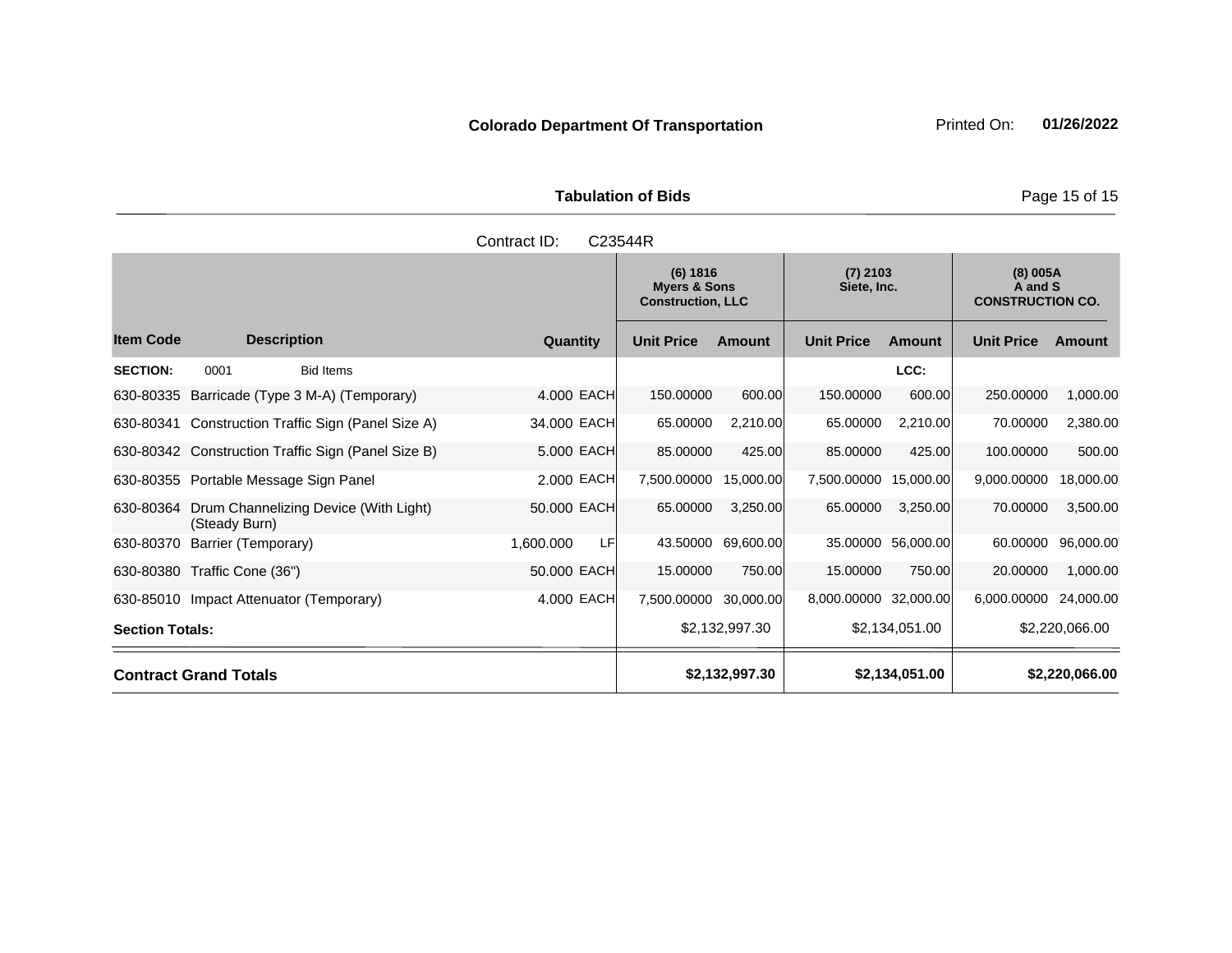**Colorado Department Of Transportation**

**Tabulation of Bids**

Contract ID: C23544R

| Item Code | Description | Quantity | | (6) 1816 Myers & Sons Construction, LLC | | (7) 2103 Siete, Inc. | | (8) 005A A and S CONSTRUCTION CO. | |
|---|---|---|---|---|---|---|---|---|---|
| | | | | Unit Price | Amount | Unit Price | Amount | Unit Price | Amount |
| **SECTION:** | 0001 Bid Items | | | | | | LCC: | | |
| 630-80335 | Barricade (Type 3 M-A) (Temporary) | 4.000 | EACH | 150.00000 | 600.00 | 150.00000 | 600.00 | 250.00000 | 1,000.00 |
| 630-80341 | Construction Traffic Sign (Panel Size A) | 34.000 | EACH | 65.00000 | 2,210.00 | 65.00000 | 2,210.00 | 70.00000 | 2,380.00 |
| 630-80342 | Construction Traffic Sign (Panel Size B) | 5.000 | EACH | 85.00000 | 425.00 | 85.00000 | 425.00 | 100.00000 | 500.00 |
| 630-80355 | Portable Message Sign Panel | 2.000 | EACH | 7,500.00000 | 15,000.00 | 7,500.00000 | 15,000.00 | 9,000.00000 | 18,000.00 |
| 630-80364 | Drum Channelizing Device (With Light) (Steady Burn) | 50.000 | EACH | 65.00000 | 3,250.00 | 65.00000 | 3,250.00 | 70.00000 | 3,500.00 |
| 630-80370 | Barrier (Temporary) | 1,600.000 | LF | 43.50000 | 69,600.00 | 35.00000 | 56,000.00 | 60.00000 | 96,000.00 |
| 630-80380 | Traffic Cone (36") | 50.000 | EACH | 15.00000 | 750.00 | 15.00000 | 750.00 | 20.00000 | 1,000.00 |
| 630-85010 | Impact Attenuator (Temporary) | 4.000 | EACH | 7,500.00000 | 30,000.00 | 8,000.00000 | 32,000.00 | 6,000.00000 | 24,000.00 |
| **Section Totals:** | | | | | $2,132,997.30 | | $2,134,051.00 | | $2,220,066.00 |
| **Contract Grand Totals** | | | | | **$2,132,997.30** | | **$2,134,051.00** | | **$2,220,066.00** |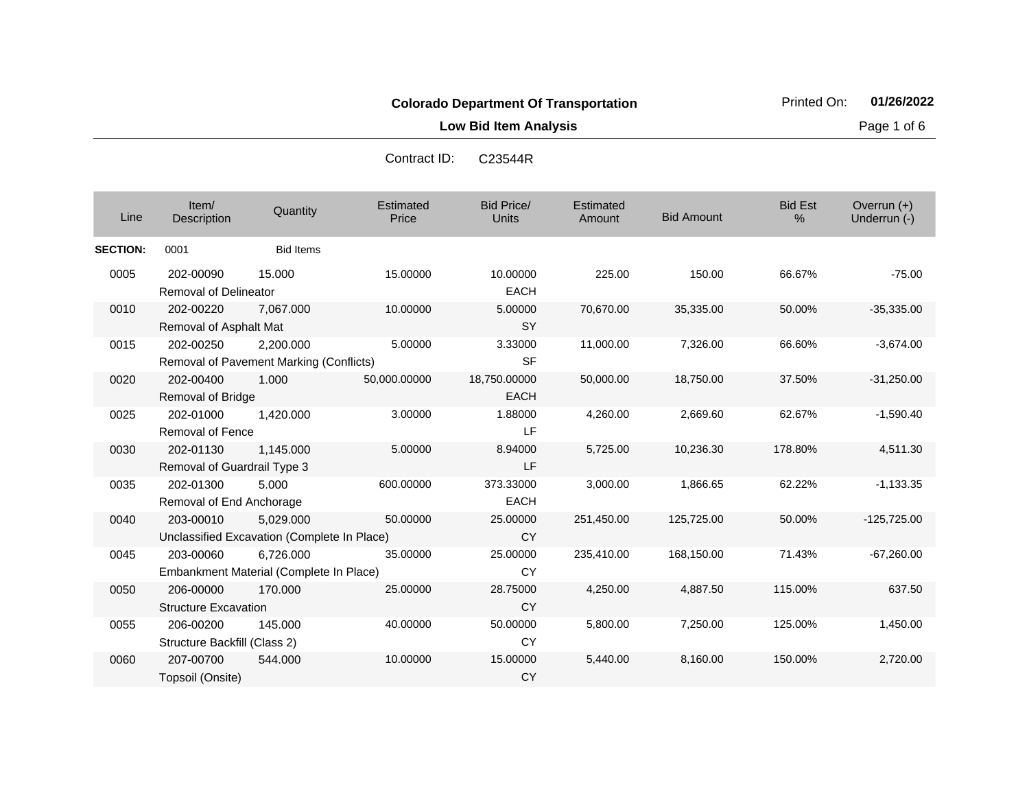**Colorado Department Of Transportation**

Printed On: **01/26/2022**

**Low Bid Item Analysis**

Contract ID: C23544R

| Line | Item/ Description | Quantity | Estimated Price | Bid Price/ Units | Estimated Amount | Bid Amount | Bid Est % | Overrun (+) Underrun (-) |
|---|---|---|---|---|---|---|---|---|
| **SECTION:** | 0001 | Bid Items | | | | | | |
| 0005 | 202-00090 Removal of Delineator | 15.000 | 15.00000 | 10.00000 EACH | 225.00 | 150.00 | 66.67% | -75.00 |
| 0010 | 202-00220 Removal of Asphalt Mat | 7,067.000 | 10.00000 | 5.00000 SY | 70,670.00 | 35,335.00 | 50.00% | -35,335.00 |
| 0015 | 202-00250 Removal of Pavement Marking (Conflicts) | 2,200.000 | 5.00000 | 3.33000 SF | 11,000.00 | 7,326.00 | 66.60% | -3,674.00 |
| 0020 | 202-00400 Removal of Bridge | 1.000 | 50,000.00000 | 18,750.00000 EACH | 50,000.00 | 18,750.00 | 37.50% | -31,250.00 |
| 0025 | 202-01000 Removal of Fence | 1,420.000 | 3.00000 | 1.88000 LF | 4,260.00 | 2,669.60 | 62.67% | -1,590.40 |
| 0030 | 202-01130 Removal of Guardrail Type 3 | 1,145.000 | 5.00000 | 8.94000 LF | 5,725.00 | 10,236.30 | 178.80% | 4,511.30 |
| 0035 | 202-01300 Removal of End Anchorage | 5.000 | 600.00000 | 373.33000 EACH | 3,000.00 | 1,866.65 | 62.22% | -1,133.35 |
| 0040 | 203-00010 Unclassified Excavation (Complete In Place) | 5,029.000 | 50.00000 | 25.00000 CY | 251,450.00 | 125,725.00 | 50.00% | -125,725.00 |
| 0045 | 203-00060 Embankment Material (Complete In Place) | 6,726.000 | 35.00000 | 25.00000 CY | 235,410.00 | 168,150.00 | 71.43% | -67,260.00 |
| 0050 | 206-00000 Structure Excavation | 170.000 | 25.00000 | 28.75000 CY | 4,250.00 | 4,887.50 | 115.00% | 637.50 |
| 0055 | 206-00200 Structure Backfill (Class 2) | 145.000 | 40.00000 | 50.00000 CY | 5,800.00 | 7,250.00 | 125.00% | 1,450.00 |
| 0060 | 207-00700 Topsoil (Onsite) | 544.000 | 10.00000 | 15.00000 CY | 5,440.00 | 8,160.00 | 150.00% | 2,720.00 |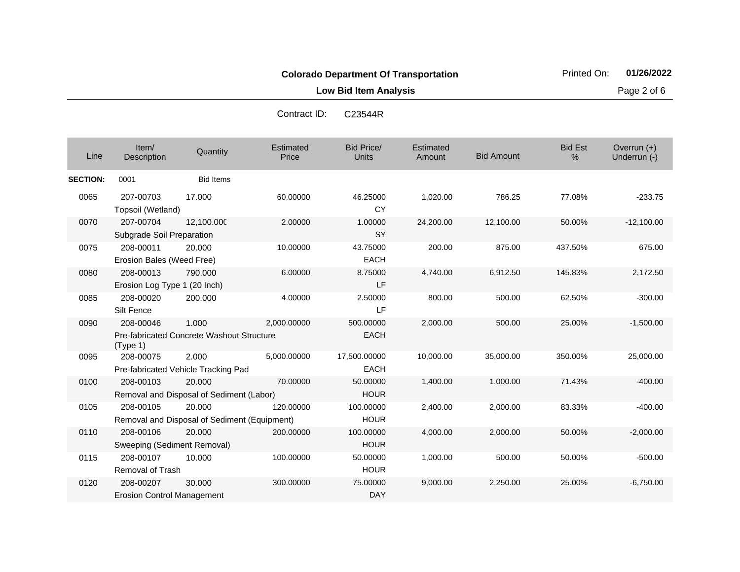**Colorado Department Of Transportation**

**Low Bid Item Analysis**

Printed On: **01/26/2022**

Contract ID: C23544R

| Line | Item/ Description | Quantity | Estimated Price | Bid Price/ Units | Estimated Amount | Bid Amount | Bid Est % | Overrun (+) Underrun (-) |
|---|---|---|---|---|---|---|---|---|
| **SECTION:** | 0001 | Bid Items | | | | | | |
| 0065 | 207-00703 Topsoil (Wetland) | 17.000 | 60.00000 | 46.25000 CY | 1,020.00 | 786.25 | 77.08% | -233.75 |
| 0070 | 207-00704 Subgrade Soil Preparation | 12,100.000 | 2.00000 | 1.00000 SY | 24,200.00 | 12,100.00 | 50.00% | -12,100.00 |
| 0075 | 208-00011 Erosion Bales (Weed Free) | 20.000 | 10.00000 | 43.75000 EACH | 200.00 | 875.00 | 437.50% | 675.00 |
| 0080 | 208-00013 Erosion Log Type 1 (20 Inch) | 790.000 | 6.00000 | 8.75000 LF | 4,740.00 | 6,912.50 | 145.83% | 2,172.50 |
| 0085 | 208-00020 Silt Fence | 200.000 | 4.00000 | 2.50000 LF | 800.00 | 500.00 | 62.50% | -300.00 |
| 0090 | 208-00046 Pre-fabricated Concrete Washout Structure (Type 1) | 1.000 | 2,000.00000 | 500.00000 EACH | 2,000.00 | 500.00 | 25.00% | -1,500.00 |
| 0095 | 208-00075 Pre-fabricated Vehicle Tracking Pad | 2.000 | 5,000.00000 | 17,500.00000 EACH | 10,000.00 | 35,000.00 | 350.00% | 25,000.00 |
| 0100 | 208-00103 Removal and Disposal of Sediment (Labor) | 20.000 | 70.00000 | 50.00000 HOUR | 1,400.00 | 1,000.00 | 71.43% | -400.00 |
| 0105 | 208-00105 Removal and Disposal of Sediment (Equipment) | 20.000 | 120.00000 | 100.00000 HOUR | 2,400.00 | 2,000.00 | 83.33% | -400.00 |
| 0110 | 208-00106 Sweeping (Sediment Removal) | 20.000 | 200.00000 | 100.00000 HOUR | 4,000.00 | 2,000.00 | 50.00% | -2,000.00 |
| 0115 | 208-00107 Removal of Trash | 10.000 | 100.00000 | 50.00000 HOUR | 1,000.00 | 500.00 | 50.00% | -500.00 |
| 0120 | 208-00207 Erosion Control Management | 30.000 | 300.00000 | 75.00000 DAY | 9,000.00 | 2,250.00 | 25.00% | -6,750.00 |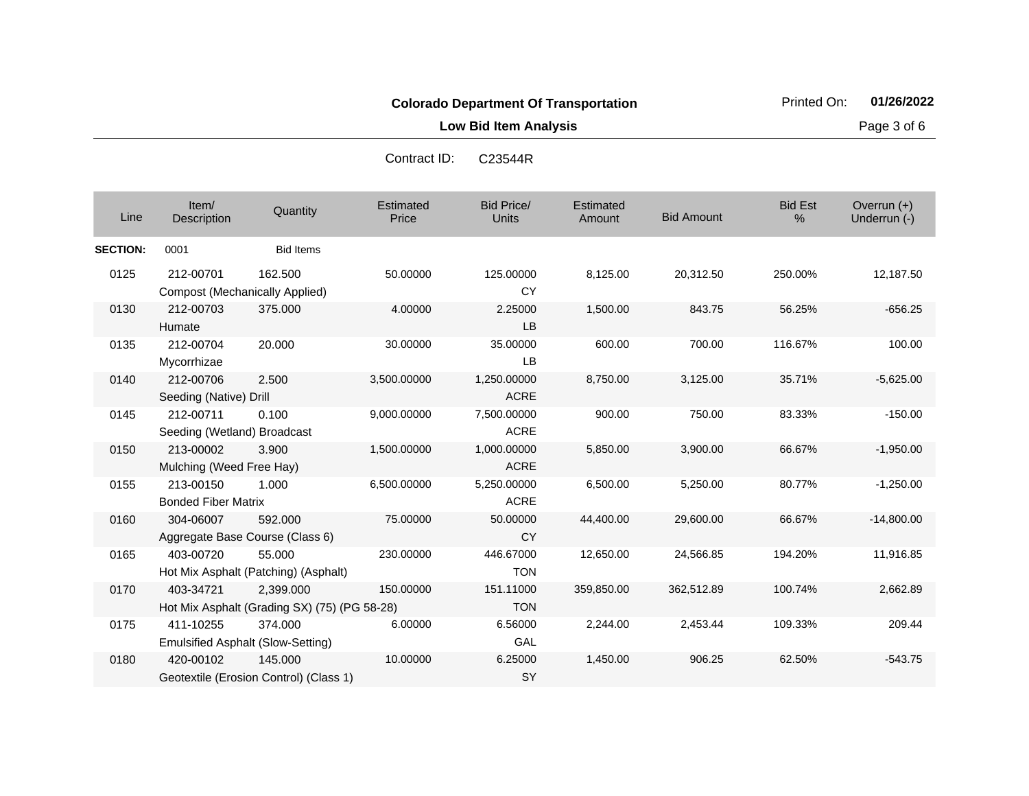**Colorado Department Of Transportation**

**Low Bid Item Analysis**

Printed On: **01/26/2022**

Contract ID: C23544R

| Line | Item/ Description | Quantity | Estimated Price | Bid Price/ Units | Estimated Amount | Bid Amount | Bid Est % | Overrun (+) Underrun (-) |
|---|---|---|---|---|---|---|---|---|
| **SECTION:** | 0001 | Bid Items | | | | | | |
| 0125 | 212-00701 Compost (Mechanically Applied) | 162.500 | 50.00000 | 125.00000 CY | 8,125.00 | 20,312.50 | 250.00% | 12,187.50 |
| 0130 | 212-00703 Humate | 375.000 | 4.00000 | 2.25000 LB | 1,500.00 | 843.75 | 56.25% | -656.25 |
| 0135 | 212-00704 Mycorrhizae | 20.000 | 30.00000 | 35.00000 LB | 600.00 | 700.00 | 116.67% | 100.00 |
| 0140 | 212-00706 Seeding (Native) Drill | 2.500 | 3,500.00000 | 1,250.00000 ACRE | 8,750.00 | 3,125.00 | 35.71% | -5,625.00 |
| 0145 | 212-00711 Seeding (Wetland) Broadcast | 0.100 | 9,000.00000 | 7,500.00000 ACRE | 900.00 | 750.00 | 83.33% | -150.00 |
| 0150 | 213-00002 Mulching (Weed Free Hay) | 3.900 | 1,500.00000 | 1,000.00000 ACRE | 5,850.00 | 3,900.00 | 66.67% | -1,950.00 |
| 0155 | 213-00150 Bonded Fiber Matrix | 1.000 | 6,500.00000 | 5,250.00000 ACRE | 6,500.00 | 5,250.00 | 80.77% | -1,250.00 |
| 0160 | 304-06007 Aggregate Base Course (Class 6) | 592.000 | 75.00000 | 50.00000 CY | 44,400.00 | 29,600.00 | 66.67% | -14,800.00 |
| 0165 | 403-00720 Hot Mix Asphalt (Patching) (Asphalt) | 55.000 | 230.00000 | 446.67000 TON | 12,650.00 | 24,566.85 | 194.20% | 11,916.85 |
| 0170 | 403-34721 Hot Mix Asphalt (Grading SX) (75) (PG 58-28) | 2,399.000 | 150.00000 | 151.11000 TON | 359,850.00 | 362,512.89 | 100.74% | 2,662.89 |
| 0175 | 411-10255 Emulsified Asphalt (Slow-Setting) | 374.000 | 6.00000 | 6.56000 GAL | 2,244.00 | 2,453.44 | 109.33% | 209.44 |
| 0180 | 420-00102 Geotextile (Erosion Control) (Class 1) | 145.000 | 10.00000 | 6.25000 SY | 1,450.00 | 906.25 | 62.50% | -543.75 |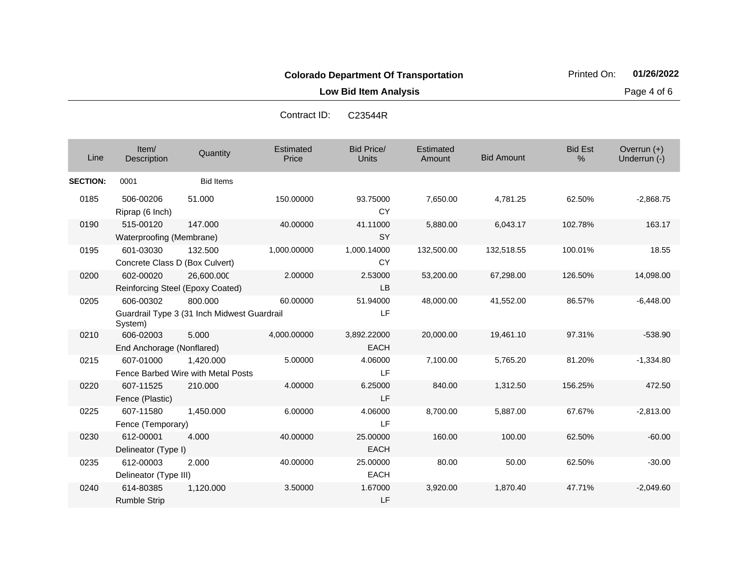**Colorado Department Of Transportation**

**Low Bid Item Analysis**

Printed On: **01/26/2022**

Contract ID: C23544R

| Line | Item/ Description | Quantity | Estimated Price | Bid Price/ Units | Estimated Amount | Bid Amount | Bid Est % | Overrun (+) Underrun (-) |
|---|---|---|---|---|---|---|---|---|
| **SECTION:** | 0001 | Bid Items | | | | | | |
| 0185 | 506-00206 Riprap (6 Inch) | 51.000 | 150.00000 | 93.75000 CY | 7,650.00 | 4,781.25 | 62.50% | -2,868.75 |
| 0190 | 515-00120 Waterproofing (Membrane) | 147.000 | 40.00000 | 41.11000 SY | 5,880.00 | 6,043.17 | 102.78% | 163.17 |
| 0195 | 601-03030 Concrete Class D (Box Culvert) | 132.500 | 1,000.00000 | 1,000.14000 CY | 132,500.00 | 132,518.55 | 100.01% | 18.55 |
| 0200 | 602-00020 Reinforcing Steel (Epoxy Coated) | 26,600.000 | 2.00000 | 2.53000 LB | 53,200.00 | 67,298.00 | 126.50% | 14,098.00 |
| 0205 | 606-00302 Guardrail Type 3 (31 Inch Midwest Guardrail System) | 800.000 | 60.00000 | 51.94000 LF | 48,000.00 | 41,552.00 | 86.57% | -6,448.00 |
| 0210 | 606-02003 End Anchorage (Nonflared) | 5.000 | 4,000.00000 | 3,892.22000 EACH | 20,000.00 | 19,461.10 | 97.31% | -538.90 |
| 0215 | 607-01000 Fence Barbed Wire with Metal Posts | 1,420.000 | 5.00000 | 4.06000 LF | 7,100.00 | 5,765.20 | 81.20% | -1,334.80 |
| 0220 | 607-11525 Fence (Plastic) | 210.000 | 4.00000 | 6.25000 LF | 840.00 | 1,312.50 | 156.25% | 472.50 |
| 0225 | 607-11580 Fence (Temporary) | 1,450.000 | 6.00000 | 4.06000 LF | 8,700.00 | 5,887.00 | 67.67% | -2,813.00 |
| 0230 | 612-00001 Delineator (Type I) | 4.000 | 40.00000 | 25.00000 EACH | 160.00 | 100.00 | 62.50% | -60.00 |
| 0235 | 612-00003 Delineator (Type III) | 2.000 | 40.00000 | 25.00000 EACH | 80.00 | 50.00 | 62.50% | -30.00 |
| 0240 | 614-80385 Rumble Strip | 1,120.000 | 3.50000 | 1.67000 LF | 3,920.00 | 1,870.40 | 47.71% | -2,049.60 |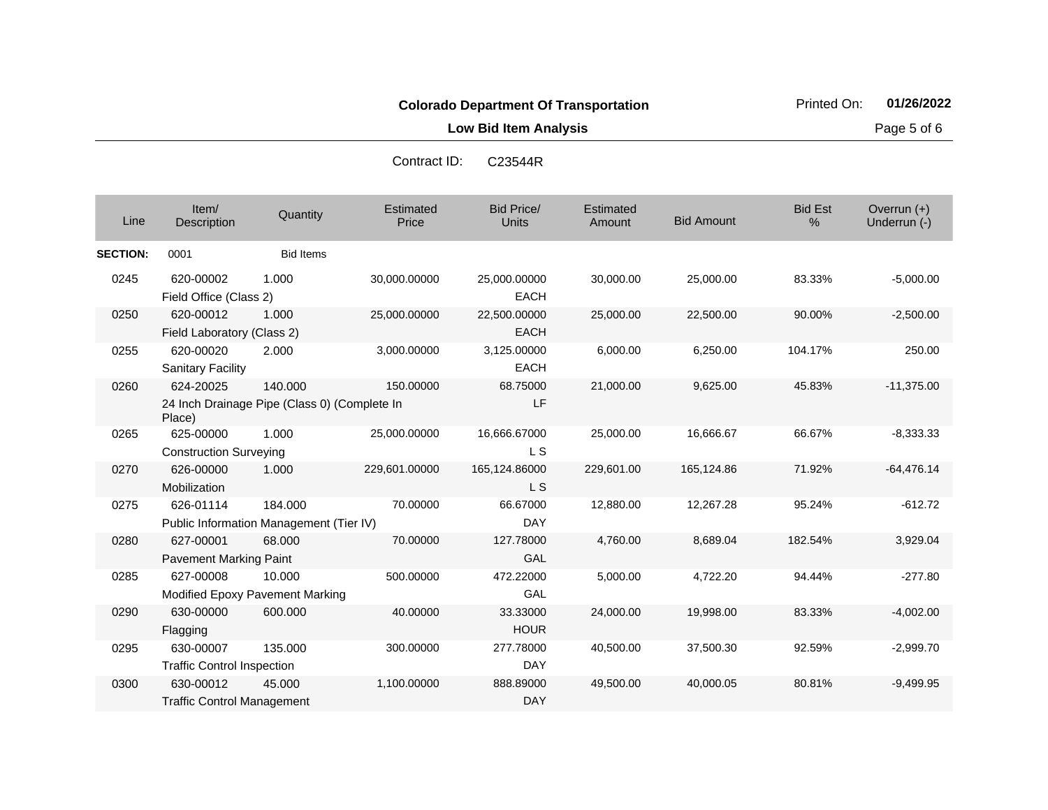**Colorado Department Of Transportation**

Printed On: **01/26/2022**

**Low Bid Item Analysis**

Contract ID: C23544R

| Line | Item/ Description | Quantity | Estimated Price | Bid Price/ Units | Estimated Amount | Bid Amount | Bid Est % | Overrun (+) Underrun (-) |
|---|---|---|---|---|---|---|---|---|
| **SECTION:** | 0001 | Bid Items | | | | | | |
| 0245 | 620-00002 Field Office (Class 2) | 1.000 | 30,000.00000 | 25,000.00000 EACH | 30,000.00 | 25,000.00 | 83.33% | -5,000.00 |
| 0250 | 620-00012 Field Laboratory (Class 2) | 1.000 | 25,000.00000 | 22,500.00000 EACH | 25,000.00 | 22,500.00 | 90.00% | -2,500.00 |
| 0255 | 620-00020 Sanitary Facility | 2.000 | 3,000.00000 | 3,125.00000 EACH | 6,000.00 | 6,250.00 | 104.17% | 250.00 |
| 0260 | 624-20025 24 Inch Drainage Pipe (Class 0) (Complete In Place) | 140.000 | 150.00000 | 68.75000 LF | 21,000.00 | 9,625.00 | 45.83% | -11,375.00 |
| 0265 | 625-00000 Construction Surveying | 1.000 | 25,000.00000 | 16,666.67000 L S | 25,000.00 | 16,666.67 | 66.67% | -8,333.33 |
| 0270 | 626-00000 Mobilization | 1.000 | 229,601.00000 | 165,124.86000 L S | 229,601.00 | 165,124.86 | 71.92% | -64,476.14 |
| 0275 | 626-01114 Public Information Management (Tier IV) | 184.000 | 70.00000 | 66.67000 DAY | 12,880.00 | 12,267.28 | 95.24% | -612.72 |
| 0280 | 627-00001 Pavement Marking Paint | 68.000 | 70.00000 | 127.78000 GAL | 4,760.00 | 8,689.04 | 182.54% | 3,929.04 |
| 0285 | 627-00008 Modified Epoxy Pavement Marking | 10.000 | 500.00000 | 472.22000 GAL | 5,000.00 | 4,722.20 | 94.44% | -277.80 |
| 0290 | 630-00000 Flagging | 600.000 | 40.00000 | 33.33000 HOUR | 24,000.00 | 19,998.00 | 83.33% | -4,002.00 |
| 0295 | 630-00007 Traffic Control Inspection | 135.000 | 300.00000 | 277.78000 DAY | 40,500.00 | 37,500.30 | 92.59% | -2,999.70 |
| 0300 | 630-00012 Traffic Control Management | 45.000 | 1,100.00000 | 888.89000 DAY | 49,500.00 | 40,000.05 | 80.81% | -9,499.95 |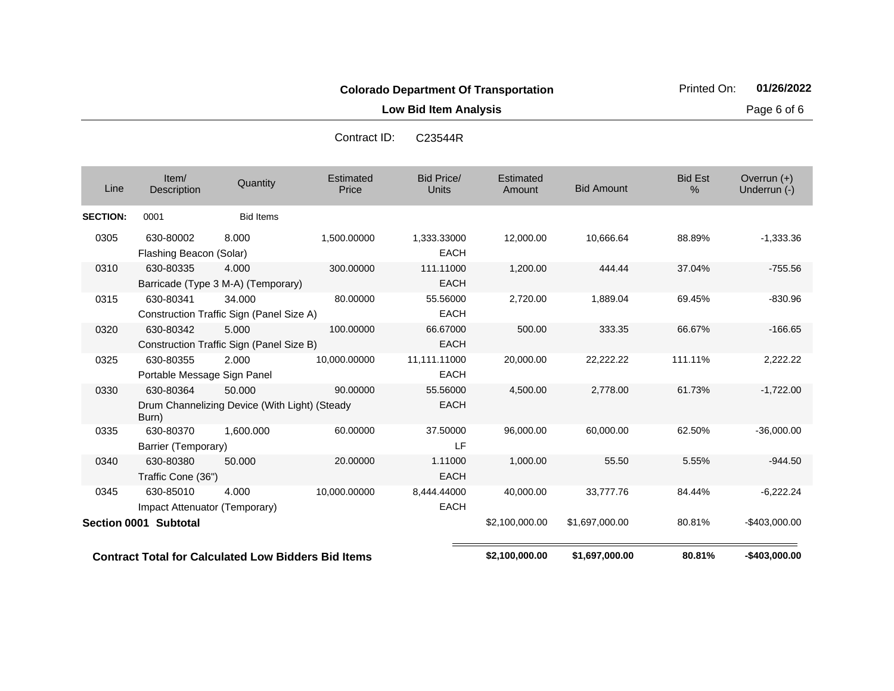**Colorado Department Of Transportation**

Printed On: **01/26/2022**

**Low Bid Item Analysis**

Contract ID: C23544R

| Line | Item/ Description | Quantity | Estimated Price | Bid Price/ Units | Estimated Amount | Bid Amount | Bid Est % | Overrun (+) Underrun (-) |
|---|---|---|---|---|---|---|---|---|
| **SECTION:** | 0001 | Bid Items | | | | | | |
| 0305 | 630-80002 Flashing Beacon (Solar) | 8.000 | 1,500.00000 | 1,333.33000 EACH | 12,000.00 | 10,666.64 | 88.89% | -1,333.36 |
| 0310 | 630-80335 Barricade (Type 3 M-A) (Temporary) | 4.000 | 300.00000 | 111.11000 EACH | 1,200.00 | 444.44 | 37.04% | -755.56 |
| 0315 | 630-80341 Construction Traffic Sign (Panel Size A) | 34.000 | 80.00000 | 55.56000 EACH | 2,720.00 | 1,889.04 | 69.45% | -830.96 |
| 0320 | 630-80342 Construction Traffic Sign (Panel Size B) | 5.000 | 100.00000 | 66.67000 EACH | 500.00 | 333.35 | 66.67% | -166.65 |
| 0325 | 630-80355 Portable Message Sign Panel | 2.000 | 10,000.00000 | 11,111.11000 EACH | 20,000.00 | 22,222.22 | 111.11% | 2,222.22 |
| 0330 | 630-80364 Drum Channelizing Device (With Light) (Steady Burn) | 50.000 | 90.00000 | 55.56000 EACH | 4,500.00 | 2,778.00 | 61.73% | -1,722.00 |
| 0335 | 630-80370 Barrier (Temporary) | 1,600.000 | 60.00000 | 37.50000 LF | 96,000.00 | 60,000.00 | 62.50% | -36,000.00 |
| 0340 | 630-80380 Traffic Cone (36") | 50.000 | 20.00000 | 1.11000 EACH | 1,000.00 | 55.50 | 5.55% | -944.50 |
| 0345 | 630-85010 Impact Attenuator (Temporary) | 4.000 | 10,000.00000 | 8,444.44000 EACH | 40,000.00 | 33,777.76 | 84.44% | -6,222.24 |
| **Section 0001 Subtotal** | | | | | $2,100,000.00 | $1,697,000.00 | 80.81% | -$403,000.00 |
| **Contract Total for Calculated Low Bidders Bid Items** | | | | | **$2,100,000.00** | **$1,697,000.00** | **80.81%** | **-$403,000.00** |